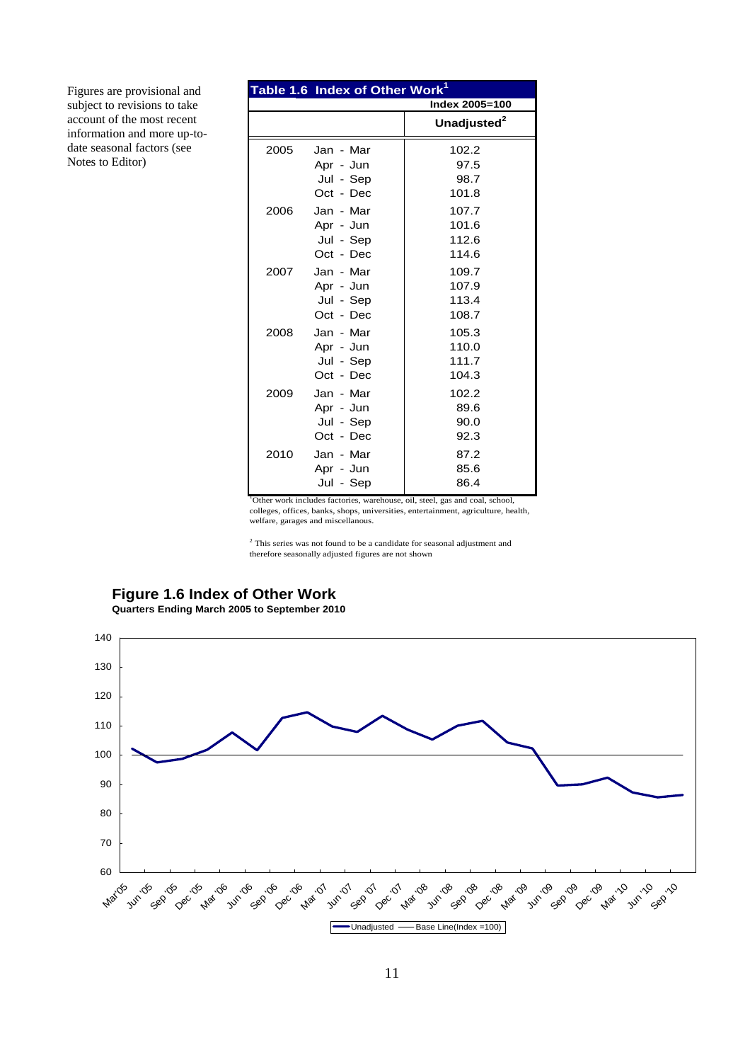Figures are provisional and subject to revisions to take account of the most recent information and more up-to-date seasonal factors (see Notes to Editor)

**Table 1.6 Index of Other Work[1]**

Index 2005=100

| | | Unadjusted[2] |
|---|---|---|
| 2005 | Jan - Mar | 102.2 |
| | Apr - Jun | 97.5 |
| | Jul - Sep | 98.7 |
| | Oct - Dec | 101.8 |
| 2006 | Jan - Mar | 107.7 |
| | Apr - Jun | 101.6 |
| | Jul - Sep | 112.6 |
| | Oct - Dec | 114.6 |
| 2007 | Jan - Mar | 109.7 |
| | Apr - Jun | 107.9 |
| | Jul - Sep | 113.4 |
| | Oct - Dec | 108.7 |
| 2008 | Jan - Mar | 105.3 |
| | Apr - Jun | 110.0 |
| | Jul - Sep | 111.7 |
| | Oct - Dec | 104.3 |
| 2009 | Jan - Mar | 102.2 |
| | Apr - Jun | 89.6 |
| | Jul - Sep | 90.0 |
| | Oct - Dec | 92.3 |
| 2010 | Jan - Mar | 87.2 |
| | Apr - Jun | 85.6 |
| | Jul - Sep | 86.4 |

[1] Other work includes factories, warehouse, oil, steel, gas and coal, school, colleges, offices, banks, shops, universities, entertainment, agriculture, health, welfare, garages and miscellanous.

[2] This series was not found to be a candidate for seasonal adjustment and therefore seasonally adjusted figures are not shown

## Figure 1.6 Index of Other Work

**Quarters Ending March 2005 to September 2010**

Unadjusted — Base Line(Index =100)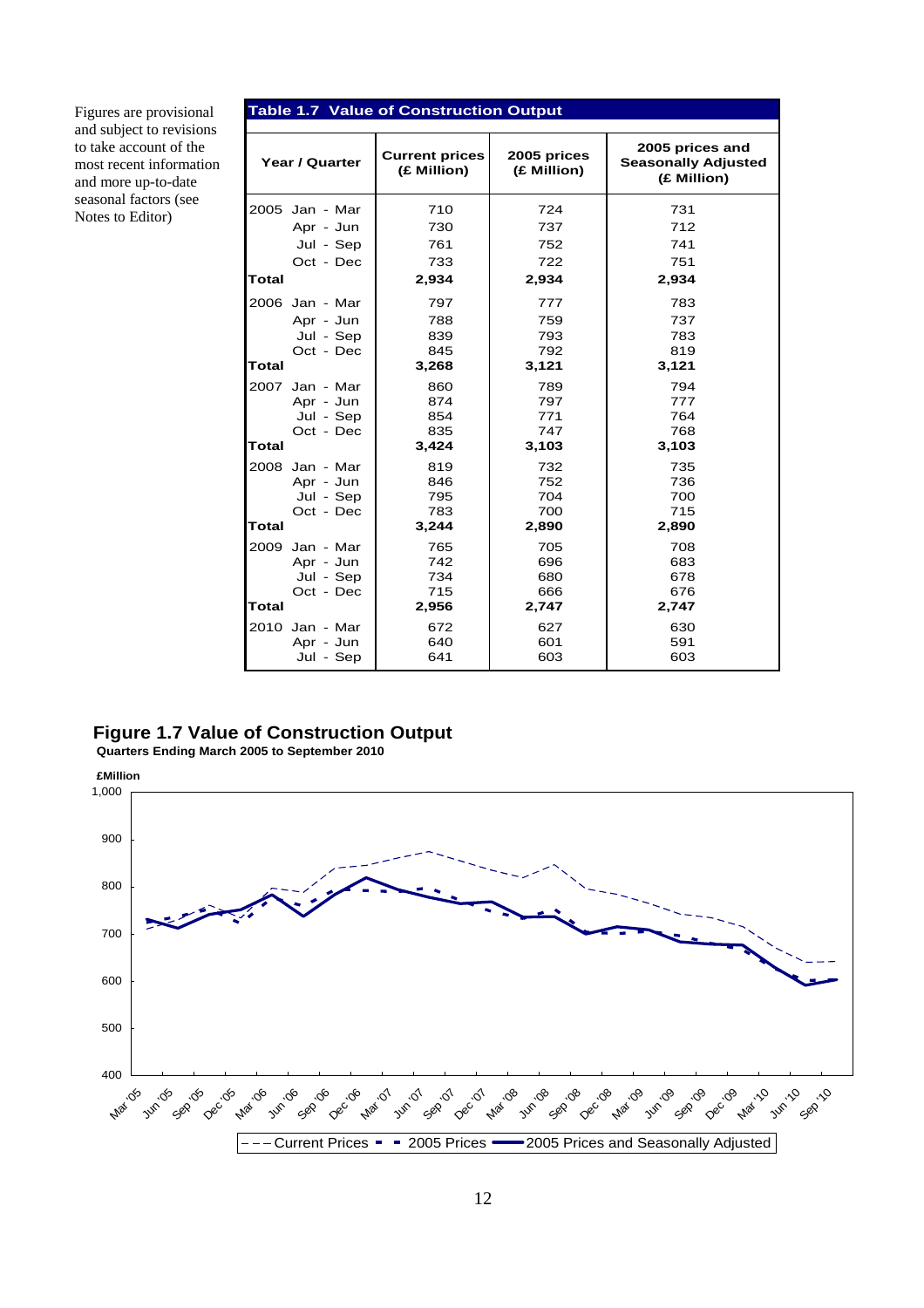Figures are provisional and subject to revisions to take account of the most recent information and more up-to-date seasonal factors (see Notes to Editor)

**Table 1.7 Value of Construction Output**

| Year / Quarter | Current prices (£ Million) | 2005 prices (£ Million) | 2005 prices and Seasonally Adjusted (£ Million) |
|---|---|---|---|
| 2005 Jan - Mar | 710 | 724 | 731 |
| Apr - Jun | 730 | 737 | 712 |
| Jul - Sep | 761 | 752 | 741 |
| Oct - Dec | 733 | 722 | 751 |
| **Total** | **2,934** | **2,934** | **2,934** |
| 2006 Jan - Mar | 797 | 777 | 783 |
| Apr - Jun | 788 | 759 | 737 |
| Jul - Sep | 839 | 793 | 783 |
| Oct - Dec | 845 | 792 | 819 |
| **Total** | **3,268** | **3,121** | **3,121** |
| 2007 Jan - Mar | 860 | 789 | 794 |
| Apr - Jun | 874 | 797 | 777 |
| Jul - Sep | 854 | 771 | 764 |
| Oct - Dec | 835 | 747 | 768 |
| **Total** | **3,424** | **3,103** | **3,103** |
| 2008 Jan - Mar | 819 | 732 | 735 |
| Apr - Jun | 846 | 752 | 736 |
| Jul - Sep | 795 | 704 | 700 |
| Oct - Dec | 783 | 700 | 715 |
| **Total** | **3,244** | **2,890** | **2,890** |
| 2009 Jan - Mar | 765 | 705 | 708 |
| Apr - Jun | 742 | 696 | 683 |
| Jul - Sep | 734 | 680 | 678 |
| Oct - Dec | 715 | 666 | 676 |
| **Total** | **2,956** | **2,747** | **2,747** |
| 2010 Jan - Mar | 672 | 627 | 630 |
| Apr - Jun | 640 | 601 | 591 |
| Jul - Sep | 641 | 603 | 603 |

## Figure 1.7 Value of Construction Output

**Quarters Ending March 2005 to September 2010**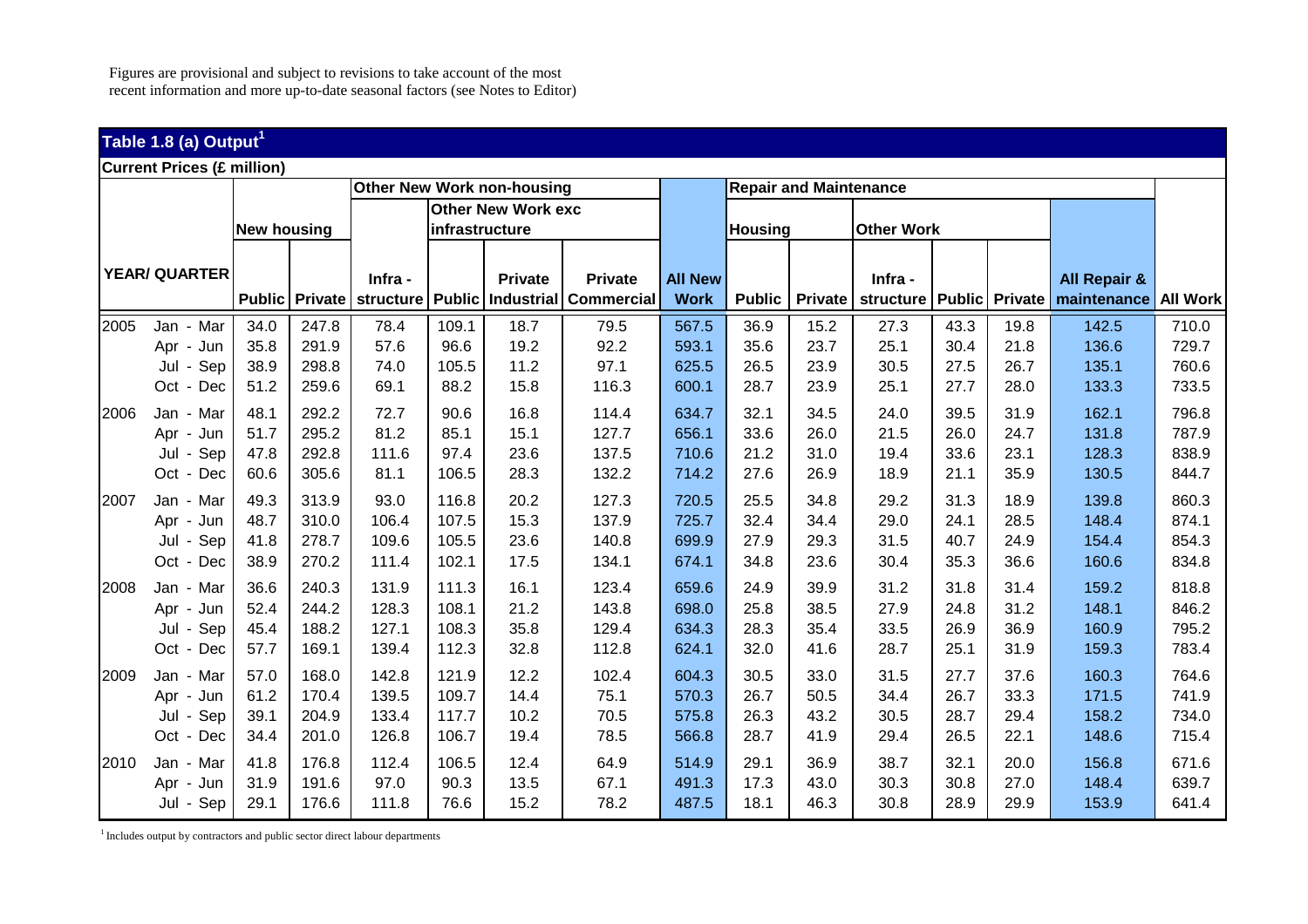Figures are provisional and subject to revisions to take account of the most recent information and more up-to-date seasonal factors (see Notes to Editor)

## Table 1.8 (a) Output[1]

**Current Prices (£ million)**

| YEAR/ QUARTER | | New housing | | Other New Work non-housing | | | | All New Work | Repair and Maintenance | | | | | All Repair & maintenance | All Work |
|---|---|---|---|---|---|---|---|---|---|---|---|---|---|---|---|
| | | | | | Other New Work exc infrastructure | | | | Housing | | Other Work | | | | |
| | | Public | Private | Infra - structure | Public | Private Industrial | Private Commercial | | Public | Private | Infra - structure | Public | Private | | |
| 2005 | Jan - Mar | 34.0 | 247.8 | 78.4 | 109.1 | 18.7 | 79.5 | 567.5 | 36.9 | 15.2 | 27.3 | 43.3 | 19.8 | 142.5 | 710.0 |
| | Apr - Jun | 35.8 | 291.9 | 57.6 | 96.6 | 19.2 | 92.2 | 593.1 | 35.6 | 23.7 | 25.1 | 30.4 | 21.8 | 136.6 | 729.7 |
| | Jul - Sep | 38.9 | 298.8 | 74.0 | 105.5 | 11.2 | 97.1 | 625.5 | 26.5 | 23.9 | 30.5 | 27.5 | 26.7 | 135.1 | 760.6 |
| | Oct - Dec | 51.2 | 259.6 | 69.1 | 88.2 | 15.8 | 116.3 | 600.1 | 28.7 | 23.9 | 25.1 | 27.7 | 28.0 | 133.3 | 733.5 |
| 2006 | Jan - Mar | 48.1 | 292.2 | 72.7 | 90.6 | 16.8 | 114.4 | 634.7 | 32.1 | 34.5 | 24.0 | 39.5 | 31.9 | 162.1 | 796.8 |
| | Apr - Jun | 51.7 | 295.2 | 81.2 | 85.1 | 15.1 | 127.7 | 656.1 | 33.6 | 26.0 | 21.5 | 26.0 | 24.7 | 131.8 | 787.9 |
| | Jul - Sep | 47.8 | 292.8 | 111.6 | 97.4 | 23.6 | 137.5 | 710.6 | 21.2 | 31.0 | 19.4 | 33.6 | 23.1 | 128.3 | 838.9 |
| | Oct - Dec | 60.6 | 305.6 | 81.1 | 106.5 | 28.3 | 132.2 | 714.2 | 27.6 | 26.9 | 18.9 | 21.1 | 35.9 | 130.5 | 844.7 |
| 2007 | Jan - Mar | 49.3 | 313.9 | 93.0 | 116.8 | 20.2 | 127.3 | 720.5 | 25.5 | 34.8 | 29.2 | 31.3 | 18.9 | 139.8 | 860.3 |
| | Apr - Jun | 48.7 | 310.0 | 106.4 | 107.5 | 15.3 | 137.9 | 725.7 | 32.4 | 34.4 | 29.0 | 24.1 | 28.5 | 148.4 | 874.1 |
| | Jul - Sep | 41.8 | 278.7 | 109.6 | 105.5 | 23.6 | 140.8 | 699.9 | 27.9 | 29.3 | 31.5 | 40.7 | 24.9 | 154.4 | 854.3 |
| | Oct - Dec | 38.9 | 270.2 | 111.4 | 102.1 | 17.5 | 134.1 | 674.1 | 34.8 | 23.6 | 30.4 | 35.3 | 36.6 | 160.6 | 834.8 |
| 2008 | Jan - Mar | 36.6 | 240.3 | 131.9 | 111.3 | 16.1 | 123.4 | 659.6 | 24.9 | 39.9 | 31.2 | 31.8 | 31.4 | 159.2 | 818.8 |
| | Apr - Jun | 52.4 | 244.2 | 128.3 | 108.1 | 21.2 | 143.8 | 698.0 | 25.8 | 38.5 | 27.9 | 24.8 | 31.2 | 148.1 | 846.2 |
| | Jul - Sep | 45.4 | 188.2 | 127.1 | 108.3 | 35.8 | 129.4 | 634.3 | 28.3 | 35.4 | 33.5 | 26.9 | 36.9 | 160.9 | 795.2 |
| | Oct - Dec | 57.7 | 169.1 | 139.4 | 112.3 | 32.8 | 112.8 | 624.1 | 32.0 | 41.6 | 28.7 | 25.1 | 31.9 | 159.3 | 783.4 |
| 2009 | Jan - Mar | 57.0 | 168.0 | 142.8 | 121.9 | 12.2 | 102.4 | 604.3 | 30.5 | 33.0 | 31.5 | 27.7 | 37.6 | 160.3 | 764.6 |
| | Apr - Jun | 61.2 | 170.4 | 139.5 | 109.7 | 14.4 | 75.1 | 570.3 | 26.7 | 50.5 | 34.4 | 26.7 | 33.3 | 171.5 | 741.9 |
| | Jul - Sep | 39.1 | 204.9 | 133.4 | 117.7 | 10.2 | 70.5 | 575.8 | 26.3 | 43.2 | 30.5 | 28.7 | 29.4 | 158.2 | 734.0 |
| | Oct - Dec | 34.4 | 201.0 | 126.8 | 106.7 | 19.4 | 78.5 | 566.8 | 28.7 | 41.9 | 29.4 | 26.5 | 22.1 | 148.6 | 715.4 |
| 2010 | Jan - Mar | 41.8 | 176.8 | 112.4 | 106.5 | 12.4 | 64.9 | 514.9 | 29.1 | 36.9 | 38.7 | 32.1 | 20.0 | 156.8 | 671.6 |
| | Apr - Jun | 31.9 | 191.6 | 97.0 | 90.3 | 13.5 | 67.1 | 491.3 | 17.3 | 43.0 | 30.3 | 30.8 | 27.0 | 148.4 | 639.7 |
| | Jul - Sep | 29.1 | 176.6 | 111.8 | 76.6 | 15.2 | 78.2 | 487.5 | 18.1 | 46.3 | 30.8 | 28.9 | 29.9 | 153.9 | 641.4 |

[1] Includes output by contractors and public sector direct labour departments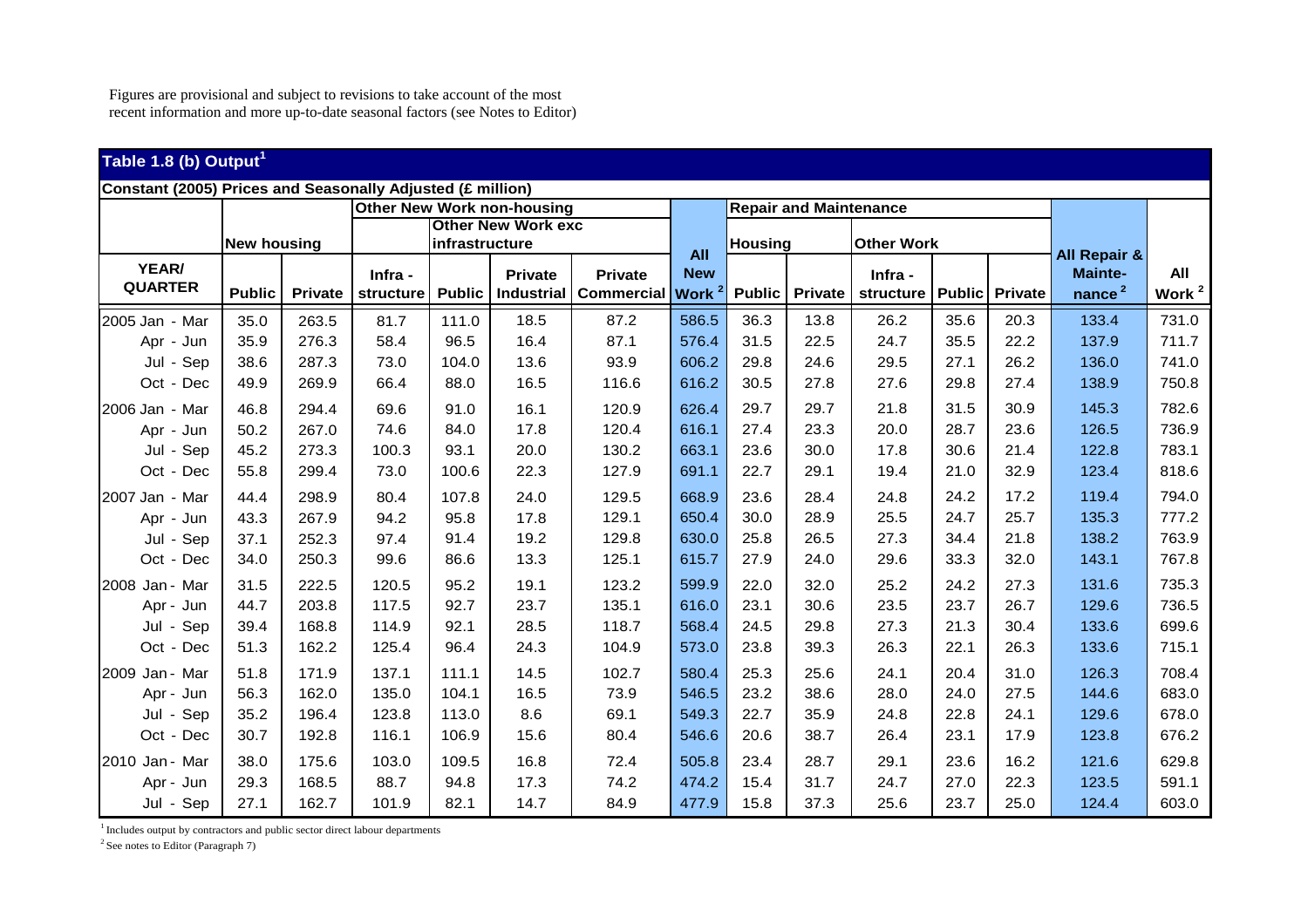Figures are provisional and subject to revisions to take account of the most recent information and more up-to-date seasonal factors (see Notes to Editor)

## Table 1.8 (b) Output[1]

Constant (2005) Prices and Seasonally Adjusted (£ million)

| | New housing | | Other New Work non-housing | | | | | | Repair and Maintenance | | | | | | |
|---|---|---|---|---|---|---|---|---|---|---|---|---|---|---|---|
| | | | | Other New Work exc infrastructure | | | | Housing | | Other Work | | | | | |
| YEAR/ QUARTER | Public | Private | Infra - structure | Public | Private Industrial | Private Commercial | All New Work [2] | Public | Private | Infra - structure | Public | Private | All Repair & Mainte-nance [2] | All Work [2] |
| 2005 Jan - Mar | 35.0 | 263.5 | 81.7 | 111.0 | 18.5 | 87.2 | 586.5 | 36.3 | 13.8 | 26.2 | 35.6 | 20.3 | 133.4 | 731.0 |
| Apr - Jun | 35.9 | 276.3 | 58.4 | 96.5 | 16.4 | 87.1 | 576.4 | 31.5 | 22.5 | 24.7 | 35.5 | 22.2 | 137.9 | 711.7 |
| Jul - Sep | 38.6 | 287.3 | 73.0 | 104.0 | 13.6 | 93.9 | 606.2 | 29.8 | 24.6 | 29.5 | 27.1 | 26.2 | 136.0 | 741.0 |
| Oct - Dec | 49.9 | 269.9 | 66.4 | 88.0 | 16.5 | 116.6 | 616.2 | 30.5 | 27.8 | 27.6 | 29.8 | 27.4 | 138.9 | 750.8 |
| 2006 Jan - Mar | 46.8 | 294.4 | 69.6 | 91.0 | 16.1 | 120.9 | 626.4 | 29.7 | 29.7 | 21.8 | 31.5 | 30.9 | 145.3 | 782.6 |
| Apr - Jun | 50.2 | 267.0 | 74.6 | 84.0 | 17.8 | 120.4 | 616.1 | 27.4 | 23.3 | 20.0 | 28.7 | 23.6 | 126.5 | 736.9 |
| Jul - Sep | 45.2 | 273.3 | 100.3 | 93.1 | 20.0 | 130.2 | 663.1 | 23.6 | 30.0 | 17.8 | 30.6 | 21.4 | 122.8 | 783.1 |
| Oct - Dec | 55.8 | 299.4 | 73.0 | 100.6 | 22.3 | 127.9 | 691.1 | 22.7 | 29.1 | 19.4 | 21.0 | 32.9 | 123.4 | 818.6 |
| 2007 Jan - Mar | 44.4 | 298.9 | 80.4 | 107.8 | 24.0 | 129.5 | 668.9 | 23.6 | 28.4 | 24.8 | 24.2 | 17.2 | 119.4 | 794.0 |
| Apr - Jun | 43.3 | 267.9 | 94.2 | 95.8 | 17.8 | 129.1 | 650.4 | 30.0 | 28.9 | 25.5 | 24.7 | 25.7 | 135.3 | 777.2 |
| Jul - Sep | 37.1 | 252.3 | 97.4 | 91.4 | 19.2 | 129.8 | 630.0 | 25.8 | 26.5 | 27.3 | 34.4 | 21.8 | 138.2 | 763.9 |
| Oct - Dec | 34.0 | 250.3 | 99.6 | 86.6 | 13.3 | 125.1 | 615.7 | 27.9 | 24.0 | 29.6 | 33.3 | 32.0 | 143.1 | 767.8 |
| 2008 Jan - Mar | 31.5 | 222.5 | 120.5 | 95.2 | 19.1 | 123.2 | 599.9 | 22.0 | 32.0 | 25.2 | 24.2 | 27.3 | 131.6 | 735.3 |
| Apr - Jun | 44.7 | 203.8 | 117.5 | 92.7 | 23.7 | 135.1 | 616.0 | 23.1 | 30.6 | 23.5 | 23.7 | 26.7 | 129.6 | 736.5 |
| Jul - Sep | 39.4 | 168.8 | 114.9 | 92.1 | 28.5 | 118.7 | 568.4 | 24.5 | 29.8 | 27.3 | 21.3 | 30.4 | 133.6 | 699.6 |
| Oct - Dec | 51.3 | 162.2 | 125.4 | 96.4 | 24.3 | 104.9 | 573.0 | 23.8 | 39.3 | 26.3 | 22.1 | 26.3 | 133.6 | 715.1 |
| 2009 Jan - Mar | 51.8 | 171.9 | 137.1 | 111.1 | 14.5 | 102.7 | 580.4 | 25.3 | 25.6 | 24.1 | 20.4 | 31.0 | 126.3 | 708.4 |
| Apr - Jun | 56.3 | 162.0 | 135.0 | 104.1 | 16.5 | 73.9 | 546.5 | 23.2 | 38.6 | 28.0 | 24.0 | 27.5 | 144.6 | 683.0 |
| Jul - Sep | 35.2 | 196.4 | 123.8 | 113.0 | 8.6 | 69.1 | 549.3 | 22.7 | 35.9 | 24.8 | 22.8 | 24.1 | 129.6 | 678.0 |
| Oct - Dec | 30.7 | 192.8 | 116.1 | 106.9 | 15.6 | 80.4 | 546.6 | 20.6 | 38.7 | 26.4 | 23.1 | 17.9 | 123.8 | 676.2 |
| 2010 Jan - Mar | 38.0 | 175.6 | 103.0 | 109.5 | 16.8 | 72.4 | 505.8 | 23.4 | 28.7 | 29.1 | 23.6 | 16.2 | 121.6 | 629.8 |
| Apr - Jun | 29.3 | 168.5 | 88.7 | 94.8 | 17.3 | 74.2 | 474.2 | 15.4 | 31.7 | 24.7 | 27.0 | 22.3 | 123.5 | 591.1 |
| Jul - Sep | 27.1 | 162.7 | 101.9 | 82.1 | 14.7 | 84.9 | 477.9 | 15.8 | 37.3 | 25.6 | 23.7 | 25.0 | 124.4 | 603.0 |

[1] Includes output by contractors and public sector direct labour departments

[2] See notes to Editor (Paragraph 7)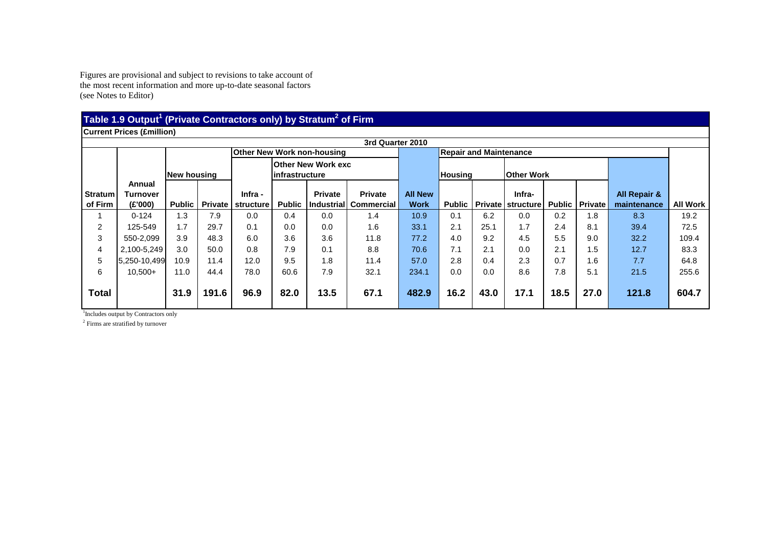Figures are provisional and subject to revisions to take account of the most recent information and more up-to-date seasonal factors (see Notes to Editor)

## Table 1.9 Output[1] (Private Contractors only) by Stratum[2] of Firm

**Current Prices (£million)**

**3rd Quarter 2010**

| | | New housing | | Other New Work non-housing | | | | | Repair and Maintenance | | | | | | |
|---|---|---|---|---|---|---|---|---|---|---|---|---|---|---|---|
| | | | | | Other New Work exc infrastructure | | | | Housing | | Other Work | | | | |
| Stratum of Firm | Annual Turnover (£'000) | Public | Private | Infra - structure | Public | Private Industrial | Private Commercial | All New Work | Public | Private | Infra- structure | Public | Private | All Repair & maintenance | All Work |
| 1 | 0-124 | 1.3 | 7.9 | 0.0 | 0.4 | 0.0 | 1.4 | 10.9 | 0.1 | 6.2 | 0.0 | 0.2 | 1.8 | 8.3 | 19.2 |
| 2 | 125-549 | 1.7 | 29.7 | 0.1 | 0.0 | 0.0 | 1.6 | 33.1 | 2.1 | 25.1 | 1.7 | 2.4 | 8.1 | 39.4 | 72.5 |
| 3 | 550-2,099 | 3.9 | 48.3 | 6.0 | 3.6 | 3.6 | 11.8 | 77.2 | 4.0 | 9.2 | 4.5 | 5.5 | 9.0 | 32.2 | 109.4 |
| 4 | 2,100-5,249 | 3.0 | 50.0 | 0.8 | 7.9 | 0.1 | 8.8 | 70.6 | 7.1 | 2.1 | 0.0 | 2.1 | 1.5 | 12.7 | 83.3 |
| 5 | 5,250-10,499 | 10.9 | 11.4 | 12.0 | 9.5 | 1.8 | 11.4 | 57.0 | 2.8 | 0.4 | 2.3 | 0.7 | 1.6 | 7.7 | 64.8 |
| 6 | 10,500+ | 11.0 | 44.4 | 78.0 | 60.6 | 7.9 | 32.1 | 234.1 | 0.0 | 0.0 | 8.6 | 7.8 | 5.1 | 21.5 | 255.6 |
| **Total** | | **31.9** | **191.6** | **96.9** | **82.0** | **13.5** | **67.1** | **482.9** | **16.2** | **43.0** | **17.1** | **18.5** | **27.0** | **121.8** | **604.7** |

[1]Includes output by Contractors only

[2] Firms are stratified by turnover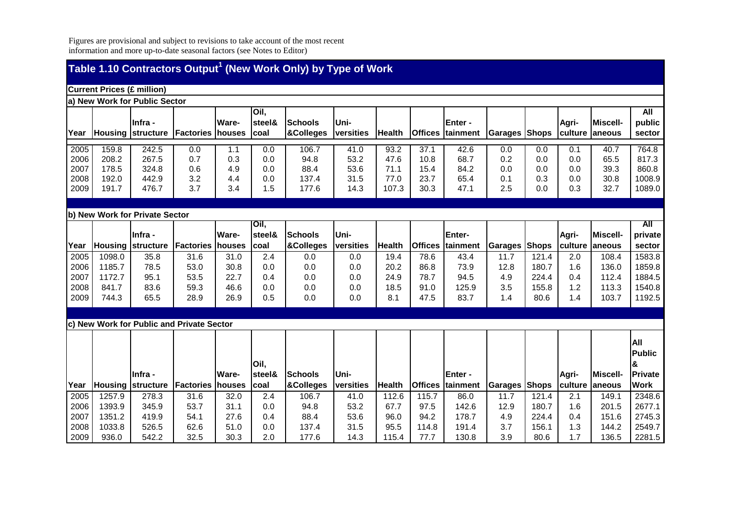Figures are provisional and subject to revisions to take account of the most recent information and more up-to-date seasonal factors (see Notes to Editor)

## Table 1.10 Contractors Output[1] (New Work Only) by Type of Work

**Current Prices (£ million)**

**a) New Work for Public Sector**

| Year | Housing | Infra - structure | Factories | Ware- houses | Oil, steel& coal | Schools &Colleges | Uni- versities | Health | Offices | Enter - tainment | Garages | Shops | Agri- culture | Miscell- aneous | All public sector |
|---|---|---|---|---|---|---|---|---|---|---|---|---|---|---|---|
| 2005 | 159.8 | 242.5 | 0.0 | 1.1 | 0.0 | 106.7 | 41.0 | 93.2 | 37.1 | 42.6 | 0.0 | 0.0 | 0.1 | 40.7 | 764.8 |
| 2006 | 208.2 | 267.5 | 0.7 | 0.3 | 0.0 | 94.8 | 53.2 | 47.6 | 10.8 | 68.7 | 0.2 | 0.0 | 0.0 | 65.5 | 817.3 |
| 2007 | 178.5 | 324.8 | 0.6 | 4.9 | 0.0 | 88.4 | 53.6 | 71.1 | 15.4 | 84.2 | 0.0 | 0.0 | 0.0 | 39.3 | 860.8 |
| 2008 | 192.0 | 442.9 | 3.2 | 4.4 | 0.0 | 137.4 | 31.5 | 77.0 | 23.7 | 65.4 | 0.1 | 0.3 | 0.0 | 30.8 | 1008.9 |
| 2009 | 191.7 | 476.7 | 3.7 | 3.4 | 1.5 | 177.6 | 14.3 | 107.3 | 30.3 | 47.1 | 2.5 | 0.0 | 0.3 | 32.7 | 1089.0 |

**b) New Work for Private Sector**

| Year | Housing | Infra - structure | Factories | Ware- houses | Oil, steel& coal | Schools &Colleges | Uni- versities | Health | Offices | Enter- tainment | Garages | Shops | Agri- culture | Miscell- aneous | All private sector |
|---|---|---|---|---|---|---|---|---|---|---|---|---|---|---|---|
| 2005 | 1098.0 | 35.8 | 31.6 | 31.0 | 2.4 | 0.0 | 0.0 | 19.4 | 78.6 | 43.4 | 11.7 | 121.4 | 2.0 | 108.4 | 1583.8 |
| 2006 | 1185.7 | 78.5 | 53.0 | 30.8 | 0.0 | 0.0 | 0.0 | 20.2 | 86.8 | 73.9 | 12.8 | 180.7 | 1.6 | 136.0 | 1859.8 |
| 2007 | 1172.7 | 95.1 | 53.5 | 22.7 | 0.4 | 0.0 | 0.0 | 24.9 | 78.7 | 94.5 | 4.9 | 224.4 | 0.4 | 112.4 | 1884.5 |
| 2008 | 841.7 | 83.6 | 59.3 | 46.6 | 0.0 | 0.0 | 0.0 | 18.5 | 91.0 | 125.9 | 3.5 | 155.8 | 1.2 | 113.3 | 1540.8 |
| 2009 | 744.3 | 65.5 | 28.9 | 26.9 | 0.5 | 0.0 | 0.0 | 8.1 | 47.5 | 83.7 | 1.4 | 80.6 | 1.4 | 103.7 | 1192.5 |

**c) New Work for Public and Private Sector**

| Year | Housing | Infra - structure | Factories | Ware- houses | Oil, steel& coal | Schools &Colleges | Uni- versities | Health | Offices | Enter - tainment | Garages | Shops | Agri- culture | Miscell- aneous | All Public & Private Work |
|---|---|---|---|---|---|---|---|---|---|---|---|---|---|---|---|
| 2005 | 1257.9 | 278.3 | 31.6 | 32.0 | 2.4 | 106.7 | 41.0 | 112.6 | 115.7 | 86.0 | 11.7 | 121.4 | 2.1 | 149.1 | 2348.6 |
| 2006 | 1393.9 | 345.9 | 53.7 | 31.1 | 0.0 | 94.8 | 53.2 | 67.7 | 97.5 | 142.6 | 12.9 | 180.7 | 1.6 | 201.5 | 2677.1 |
| 2007 | 1351.2 | 419.9 | 54.1 | 27.6 | 0.4 | 88.4 | 53.6 | 96.0 | 94.2 | 178.7 | 4.9 | 224.4 | 0.4 | 151.6 | 2745.3 |
| 2008 | 1033.8 | 526.5 | 62.6 | 51.0 | 0.0 | 137.4 | 31.5 | 95.5 | 114.8 | 191.4 | 3.7 | 156.1 | 1.3 | 144.2 | 2549.7 |
| 2009 | 936.0 | 542.2 | 32.5 | 30.3 | 2.0 | 177.6 | 14.3 | 115.4 | 77.7 | 130.8 | 3.9 | 80.6 | 1.7 | 136.5 | 2281.5 |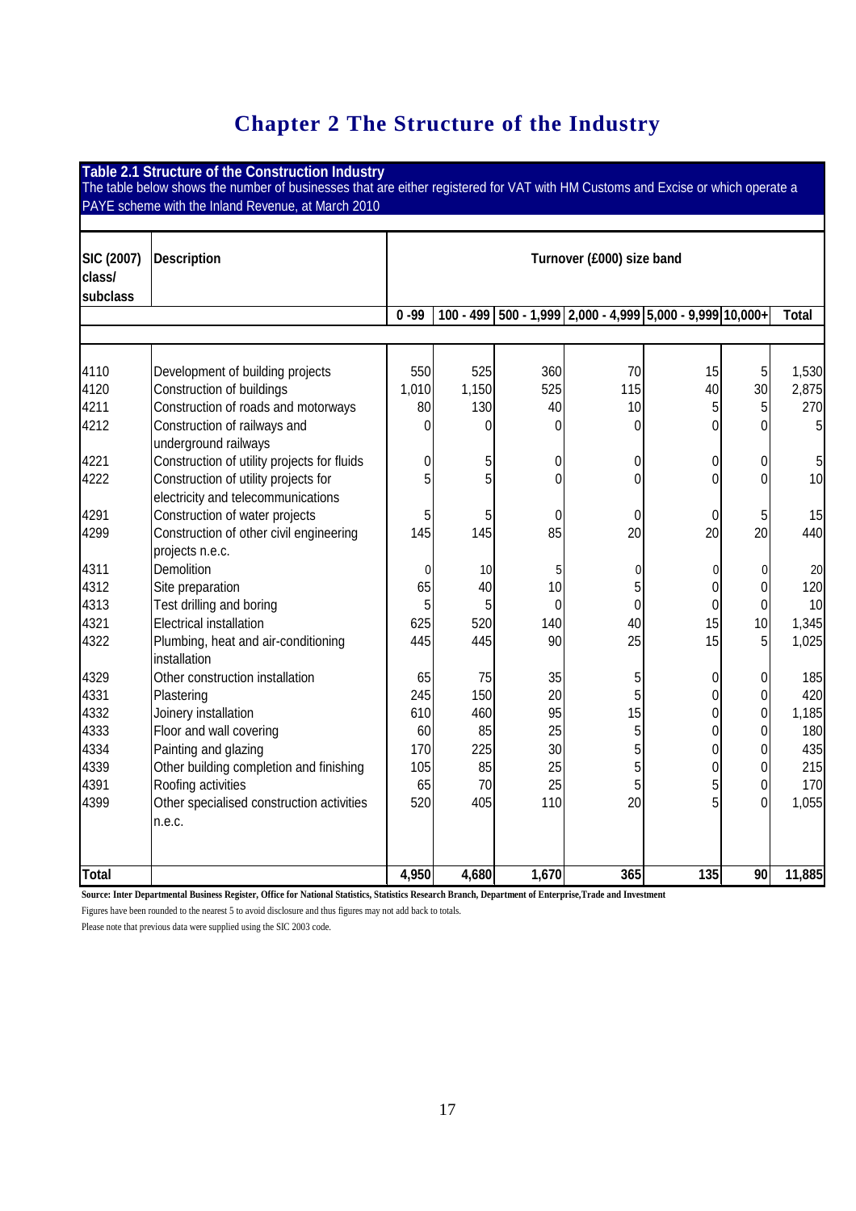# Chapter 2 The Structure of the Industry

**Table 2.1 Structure of the Construction Industry**

The table below shows the number of businesses that are either registered for VAT with HM Customs and Excise or which operate a PAYE scheme with the Inland Revenue, at March 2010

| SIC (2007) class/ subclass | Description | Turnover (£000) size band | | | | | | |
|---|---|---|---|---|---|---|---|---|
| | | 0 -99 | 100 - 499 | 500 - 1,999 | 2,000 - 4,999 | 5,000 - 9,999 | 10,000+ | Total |
| 4110 | Development of building projects | 550 | 525 | 360 | 70 | 15 | 5 | 1,530 |
| 4120 | Construction of buildings | 1,010 | 1,150 | 525 | 115 | 40 | 30 | 2,875 |
| 4211 | Construction of roads and motorways | 80 | 130 | 40 | 10 | 5 | 5 | 270 |
| 4212 | Construction of railways and underground railways | 0 | 0 | 0 | 0 | 0 | 0 | 5 |
| 4221 | Construction of utility projects for fluids | 0 | 5 | 0 | 0 | 0 | 0 | 5 |
| 4222 | Construction of utility projects for electricity and telecommunications | 5 | 5 | 0 | 0 | 0 | 0 | 10 |
| 4291 | Construction of water projects | 5 | 5 | 0 | 0 | 0 | 5 | 15 |
| 4299 | Construction of other civil engineering projects n.e.c. | 145 | 145 | 85 | 20 | 20 | 20 | 440 |
| 4311 | Demolition | 0 | 10 | 5 | 0 | 0 | 0 | 20 |
| 4312 | Site preparation | 65 | 40 | 10 | 5 | 0 | 0 | 120 |
| 4313 | Test drilling and boring | 5 | 5 | 0 | 0 | 0 | 0 | 10 |
| 4321 | Electrical installation | 625 | 520 | 140 | 40 | 15 | 10 | 1,345 |
| 4322 | Plumbing, heat and air-conditioning installation | 445 | 445 | 90 | 25 | 15 | 5 | 1,025 |
| 4329 | Other construction installation | 65 | 75 | 35 | 5 | 0 | 0 | 185 |
| 4331 | Plastering | 245 | 150 | 20 | 5 | 0 | 0 | 420 |
| 4332 | Joinery installation | 610 | 460 | 95 | 15 | 0 | 0 | 1,185 |
| 4333 | Floor and wall covering | 60 | 85 | 25 | 5 | 0 | 0 | 180 |
| 4334 | Painting and glazing | 170 | 225 | 30 | 5 | 0 | 0 | 435 |
| 4339 | Other building completion and finishing | 105 | 85 | 25 | 5 | 0 | 0 | 215 |
| 4391 | Roofing activities | 65 | 70 | 25 | 5 | 5 | 0 | 170 |
| 4399 | Other specialised construction activities n.e.c. | 520 | 405 | 110 | 20 | 5 | 0 | 1,055 |
| **Total** | | **4,950** | **4,680** | **1,670** | **365** | **135** | **90** | **11,885** |

**Source: Inter Departmental Business Register, Office for National Statistics, Statistics Research Branch, Department of Enterprise,Trade and Investment**

Figures have been rounded to the nearest 5 to avoid disclosure and thus figures may not add back to totals.

Please note that previous data were supplied using the SIC 2003 code.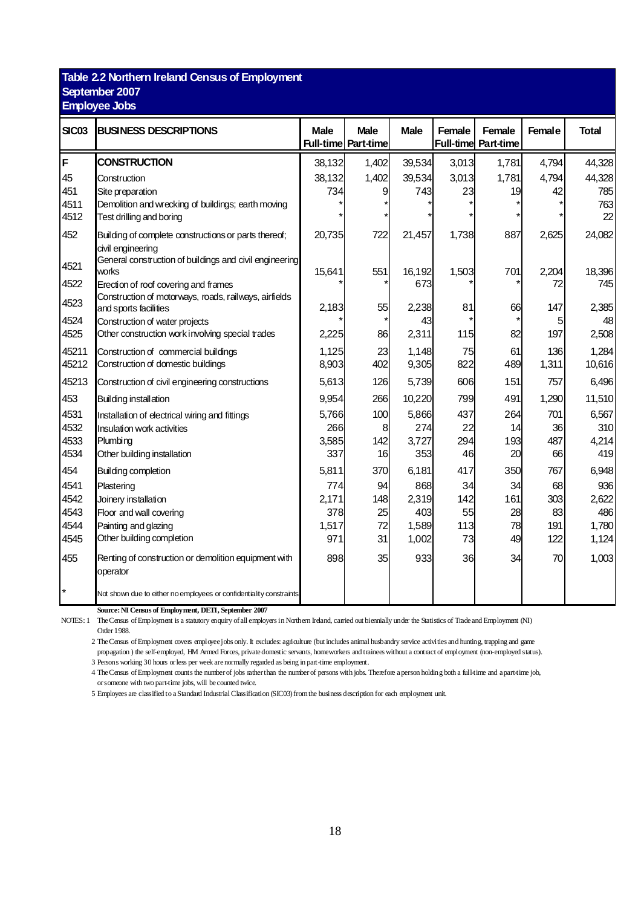**Table 2.2 Northern Ireland Census of Employment**
**September 2007**
**Employee Jobs**

| SIC03 | BUSINESS DESCRIPTIONS | Male Full-time | Male Part-time | Male | Female Full-time | Female Part-time | Female | Total |
|---|---|---|---|---|---|---|---|---|
| **F** | **CONSTRUCTION** | 38,132 | 1,402 | 39,534 | 3,013 | 1,781 | 4,794 | 44,328 |
| 45 | Construction | 38,132 | 1,402 | 39,534 | 3,013 | 1,781 | 4,794 | 44,328 |
| 451 | Site preparation | 734 | 9 | 743 | 23 | 19 | 42 | 785 |
| 4511 | Demolition and wrecking of buildings; earth moving | * | * | * | * | * | * | 763 |
| 4512 | Test drilling and boring | * | * | * | * | * | * | 22 |
| 452 | Building of complete constructions or parts thereof; civil engineering | 20,735 | 722 | 21,457 | 1,738 | 887 | 2,625 | 24,082 |
| 4521 | General construction of buildings and civil engineering works | 15,641 | 551 | 16,192 | 1,503 | 701 | 2,204 | 18,396 |
| 4522 | Erection of roof covering and frames | * | * | 673 | * | * | 72 | 745 |
| 4523 | Construction of motorways, roads, railways, airfields and sports facilities | 2,183 | 55 | 2,238 | 81 | 66 | 147 | 2,385 |
| 4524 | Construction of water projects | * | * | 43 | * | * | 5 | 48 |
| 4525 | Other construction work involving special trades | 2,225 | 86 | 2,311 | 115 | 82 | 197 | 2,508 |
| 45211 | Construction of commercial buildings | 1,125 | 23 | 1,148 | 75 | 61 | 136 | 1,284 |
| 45212 | Construction of domestic buildings | 8,903 | 402 | 9,305 | 822 | 489 | 1,311 | 10,616 |
| 45213 | Construction of civil engineering constructions | 5,613 | 126 | 5,739 | 606 | 151 | 757 | 6,496 |
| 453 | Building installation | 9,954 | 266 | 10,220 | 799 | 491 | 1,290 | 11,510 |
| 4531 | Installation of electrical wiring and fittings | 5,766 | 100 | 5,866 | 437 | 264 | 701 | 6,567 |
| 4532 | Insulation work activities | 266 | 8 | 274 | 22 | 14 | 36 | 310 |
| 4533 | Plumbing | 3,585 | 142 | 3,727 | 294 | 193 | 487 | 4,214 |
| 4534 | Other building installation | 337 | 16 | 353 | 46 | 20 | 66 | 419 |
| 454 | Building completion | 5,811 | 370 | 6,181 | 417 | 350 | 767 | 6,948 |
| 4541 | Plastering | 774 | 94 | 868 | 34 | 34 | 68 | 936 |
| 4542 | Joinery installation | 2,171 | 148 | 2,319 | 142 | 161 | 303 | 2,622 |
| 4543 | Floor and wall covering | 378 | 25 | 403 | 55 | 28 | 83 | 486 |
| 4544 | Painting and glazing | 1,517 | 72 | 1,589 | 113 | 78 | 191 | 1,780 |
| 4545 | Other building completion | 971 | 31 | 1,002 | 73 | 49 | 122 | 1,124 |
| 455 | Renting of construction or demolition equipment with operator | 898 | 35 | 933 | 36 | 34 | 70 | 1,003 |
| * | Not shown due to either no employees or confidentiality constraints | | | | | | | |

**Source: NI Census of Employment, DETI, September 2007**

NOTES: 1 The Census of Employment is a statutory enquiry of all employers in Northern Ireland, carried out biennially under the Statistics of Trade and Employment (NI) Order 1988.

2 The Census of Employment covers employee jobs only. It excludes: agriculture (but includes animal husbandry service activities and hunting, trapping and game propagation ) the self-employed, HM Armed Forces, private domestic servants, homeworkers and trainees without a contract of employment (non-employed status).

3 Persons working 30 hours or less per week are normally regarded as being in part-time employment.

4 The Census of Employment counts the number of jobs rather than the number of persons with jobs. Therefore a person holding both a full-time and a part-time job, or someone with two part-time jobs, will be counted twice.

5 Employees are classified to a Standard Industrial Classification (SIC03) from the business description for each employment unit.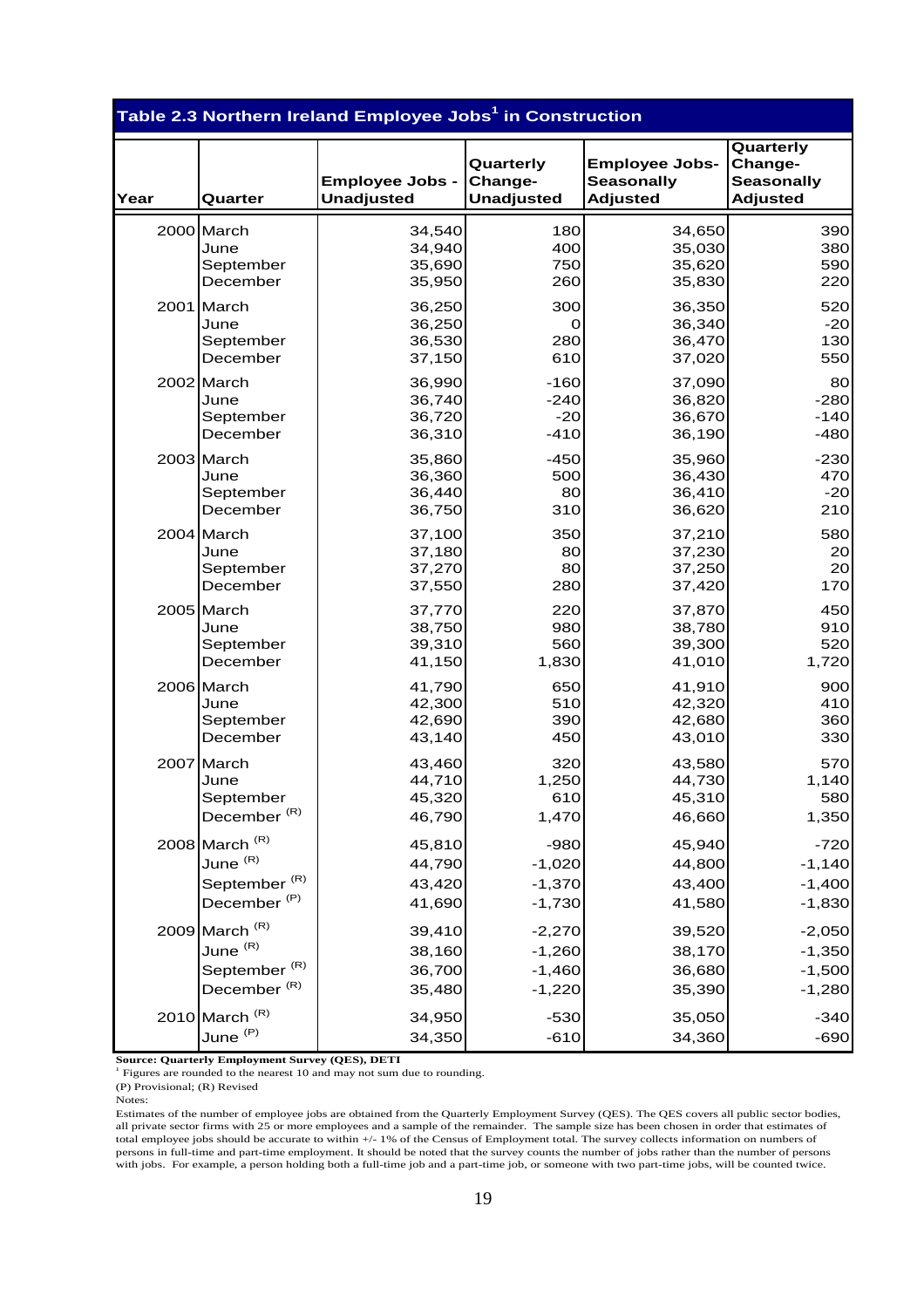## Table 2.3 Northern Ireland Employee Jobs[1] in Construction

| Year | Quarter | Employee Jobs - Unadjusted | Quarterly Change- Unadjusted | Employee Jobs- Seasonally Adjusted | Quarterly Change- Seasonally Adjusted |
|---|---|---|---|---|---|
| 2000 | March | 34,540 | 180 | 34,650 | 390 |
| | June | 34,940 | 400 | 35,030 | 380 |
| | September | 35,690 | 750 | 35,620 | 590 |
| | December | 35,950 | 260 | 35,830 | 220 |
| 2001 | March | 36,250 | 300 | 36,350 | 520 |
| | June | 36,250 | 0 | 36,340 | -20 |
| | September | 36,530 | 280 | 36,470 | 130 |
| | December | 37,150 | 610 | 37,020 | 550 |
| 2002 | March | 36,990 | -160 | 37,090 | 80 |
| | June | 36,740 | -240 | 36,820 | -280 |
| | September | 36,720 | -20 | 36,670 | -140 |
| | December | 36,310 | -410 | 36,190 | -480 |
| 2003 | March | 35,860 | -450 | 35,960 | -230 |
| | June | 36,360 | 500 | 36,430 | 470 |
| | September | 36,440 | 80 | 36,410 | -20 |
| | December | 36,750 | 310 | 36,620 | 210 |
| 2004 | March | 37,100 | 350 | 37,210 | 580 |
| | June | 37,180 | 80 | 37,230 | 20 |
| | September | 37,270 | 80 | 37,250 | 20 |
| | December | 37,550 | 280 | 37,420 | 170 |
| 2005 | March | 37,770 | 220 | 37,870 | 450 |
| | June | 38,750 | 980 | 38,780 | 910 |
| | September | 39,310 | 560 | 39,300 | 520 |
| | December | 41,150 | 1,830 | 41,010 | 1,720 |
| 2006 | March | 41,790 | 650 | 41,910 | 900 |
| | June | 42,300 | 510 | 42,320 | 410 |
| | September | 42,690 | 390 | 42,680 | 360 |
| | December | 43,140 | 450 | 43,010 | 330 |
| 2007 | March | 43,460 | 320 | 43,580 | 570 |
| | June | 44,710 | 1,250 | 44,730 | 1,140 |
| | September | 45,320 | 610 | 45,310 | 580 |
| | December (R) | 46,790 | 1,470 | 46,660 | 1,350 |
| 2008 | March (R) | 45,810 | -980 | 45,940 | -720 |
| | June (R) | 44,790 | -1,020 | 44,800 | -1,140 |
| | September (R) | 43,420 | -1,370 | 43,400 | -1,400 |
| | December (P) | 41,690 | -1,730 | 41,580 | -1,830 |
| 2009 | March (R) | 39,410 | -2,270 | 39,520 | -2,050 |
| | June (R) | 38,160 | -1,260 | 38,170 | -1,350 |
| | September (R) | 36,700 | -1,460 | 36,680 | -1,500 |
| | December (R) | 35,480 | -1,220 | 35,390 | -1,280 |
| 2010 | March (R) | 34,950 | -530 | 35,050 | -340 |
| | June (P) | 34,350 | -610 | 34,360 | -690 |

**Source: Quarterly Employment Survey (QES), DETI**

[1] Figures are rounded to the nearest 10 and may not sum due to rounding.

(P) Provisional; (R) Revised

Notes:

Estimates of the number of employee jobs are obtained from the Quarterly Employment Survey (QES). The QES covers all public sector bodies, all private sector firms with 25 or more employees and a sample of the remainder. The sample size has been chosen in order that estimates of total employee jobs should be accurate to within +/- 1% of the Census of Employment total. The survey collects information on numbers of persons in full-time and part-time employment. It should be noted that the survey counts the number of jobs rather than the number of persons with jobs. For example, a person holding both a full-time job and a part-time job, or someone with two part-time jobs, will be counted twice.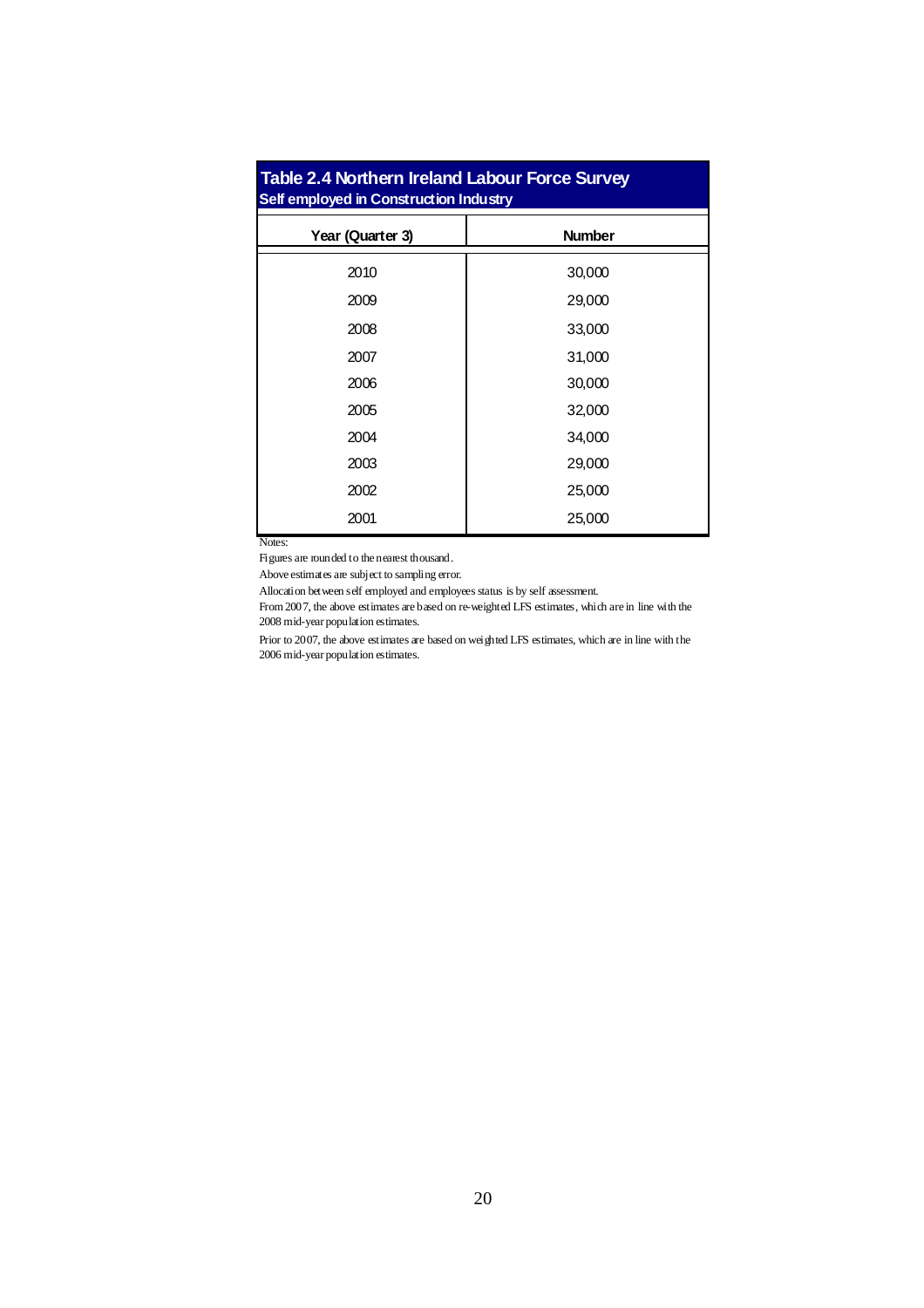## Table 2.4 Northern Ireland Labour Force Survey

### Self employed in Construction Industry

| Year (Quarter 3) | Number |
|---|---|
| 2010 | 30,000 |
| 2009 | 29,000 |
| 2008 | 33,000 |
| 2007 | 31,000 |
| 2006 | 30,000 |
| 2005 | 32,000 |
| 2004 | 34,000 |
| 2003 | 29,000 |
| 2002 | 25,000 |
| 2001 | 25,000 |

Notes:

Figures are rounded to the nearest thousand.

Above estimates are subject to sampling error.

Allocation between self employed and employees status is by self assessment.

From 2007, the above estimates are based on re-weighted LFS estimates, which are in line with the 2008 mid-year population estimates.

Prior to 2007, the above estimates are based on weighted LFS estimates, which are in line with the 2006 mid-year population estimates.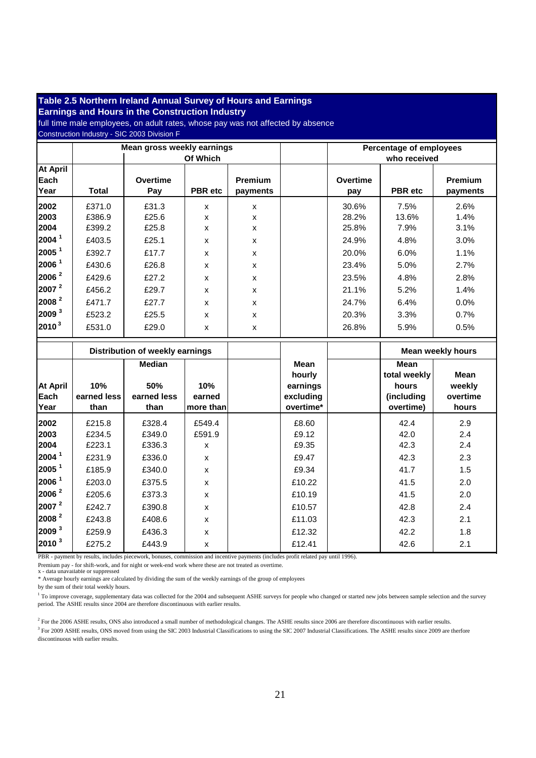## Table 2.5 Northern Ireland Annual Survey of Hours and Earnings
## Earnings and Hours in the Construction Industry

full time male employees, on adult rates, whose pay was not affected by absence

Construction Industry - SIC 2003 Division F

| At April Each Year | Mean gross weekly earnings | Of Which | | | | Percentage of employees who received | | |
|---|---|---|---|---|---|---|---|---|
| | Total | Overtime Pay | PBR etc | Premium payments | | Overtime pay | PBR etc | Premium payments |
| 2002 | £371.0 | £31.3 | x | x | | 30.6% | 7.5% | 2.6% |
| 2003 | £386.9 | £25.6 | x | x | | 28.2% | 13.6% | 1.4% |
| 2004 | £399.2 | £25.8 | x | x | | 25.8% | 7.9% | 3.1% |
| 2004 [1] | £403.5 | £25.1 | x | x | | 24.9% | 4.8% | 3.0% |
| 2005 [1] | £392.7 | £17.7 | x | x | | 20.0% | 6.0% | 1.1% |
| 2006 [1] | £430.6 | £26.8 | x | x | | 23.4% | 5.0% | 2.7% |
| 2006 [2] | £429.6 | £27.2 | x | x | | 23.5% | 4.8% | 2.8% |
| 2007 [2] | £456.2 | £29.7 | x | x | | 21.1% | 5.2% | 1.4% |
| 2008 [2] | £471.7 | £27.7 | x | x | | 24.7% | 6.4% | 0.0% |
| 2009 [3] | £523.2 | £25.5 | x | x | | 20.3% | 3.3% | 0.7% |
| 2010 [3] | £531.0 | £29.0 | x | x | | 26.8% | 5.9% | 0.5% |

| At April Each Year | Distribution of weekly earnings | | | | | | Mean weekly hours | |
|---|---|---|---|---|---|---|---|---|
| | 10% earned less than | Median 50% earned less than | 10% earned more than | | Mean hourly earnings excluding overtime* | | Mean total weekly hours (including overtime) | Mean weekly overtime hours |
| 2002 | £215.8 | £328.4 | £549.4 | | £8.60 | | 42.4 | 2.9 |
| 2003 | £234.5 | £349.0 | £591.9 | | £9.12 | | 42.0 | 2.4 |
| 2004 | £223.1 | £336.3 | x | | £9.35 | | 42.3 | 2.4 |
| 2004 [1] | £231.9 | £336.0 | x | | £9.47 | | 42.3 | 2.3 |
| 2005 [1] | £185.9 | £340.0 | x | | £9.34 | | 41.7 | 1.5 |
| 2006 [1] | £203.0 | £375.5 | x | | £10.22 | | 41.5 | 2.0 |
| 2006 [2] | £205.6 | £373.3 | x | | £10.19 | | 41.5 | 2.0 |
| 2007 [2] | £242.7 | £390.8 | x | | £10.57 | | 42.8 | 2.4 |
| 2008 [2] | £243.8 | £408.6 | x | | £11.03 | | 42.3 | 2.1 |
| 2009 [3] | £259.9 | £436.3 | x | | £12.32 | | 42.2 | 1.8 |
| 2010 [3] | £275.2 | £443.9 | x | | £12.41 | | 42.6 | 2.1 |

PBR - payment by results, includes piecework, bonuses, commission and incentive payments (includes profit related pay until 1996).

Premium pay - for shift-work, and for night or week-end work where these are not treated as overtime.

x - data unavailable or suppressed

* Average hourly earnings are calculated by dividing the sum of the weekly earnings of the group of employees by the sum of their total weekly hours.

[1] To improve coverage, supplementary data was collected for the 2004 and subsequent ASHE surveys for people who changed or started new jobs between sample selection and the survey period. The ASHE results since 2004 are therefore discontinuous with earlier results.

[2] For the 2006 ASHE results, ONS also introduced a small number of methodological changes. The ASHE results since 2006 are therefore discontinuous with earlier results.

[3] For 2009 ASHE results, ONS moved from using the SIC 2003 Industrial Classifications to using the SIC 2007 Industrial Classifications. The ASHE results since 2009 are therfore discontinuous with earlier results.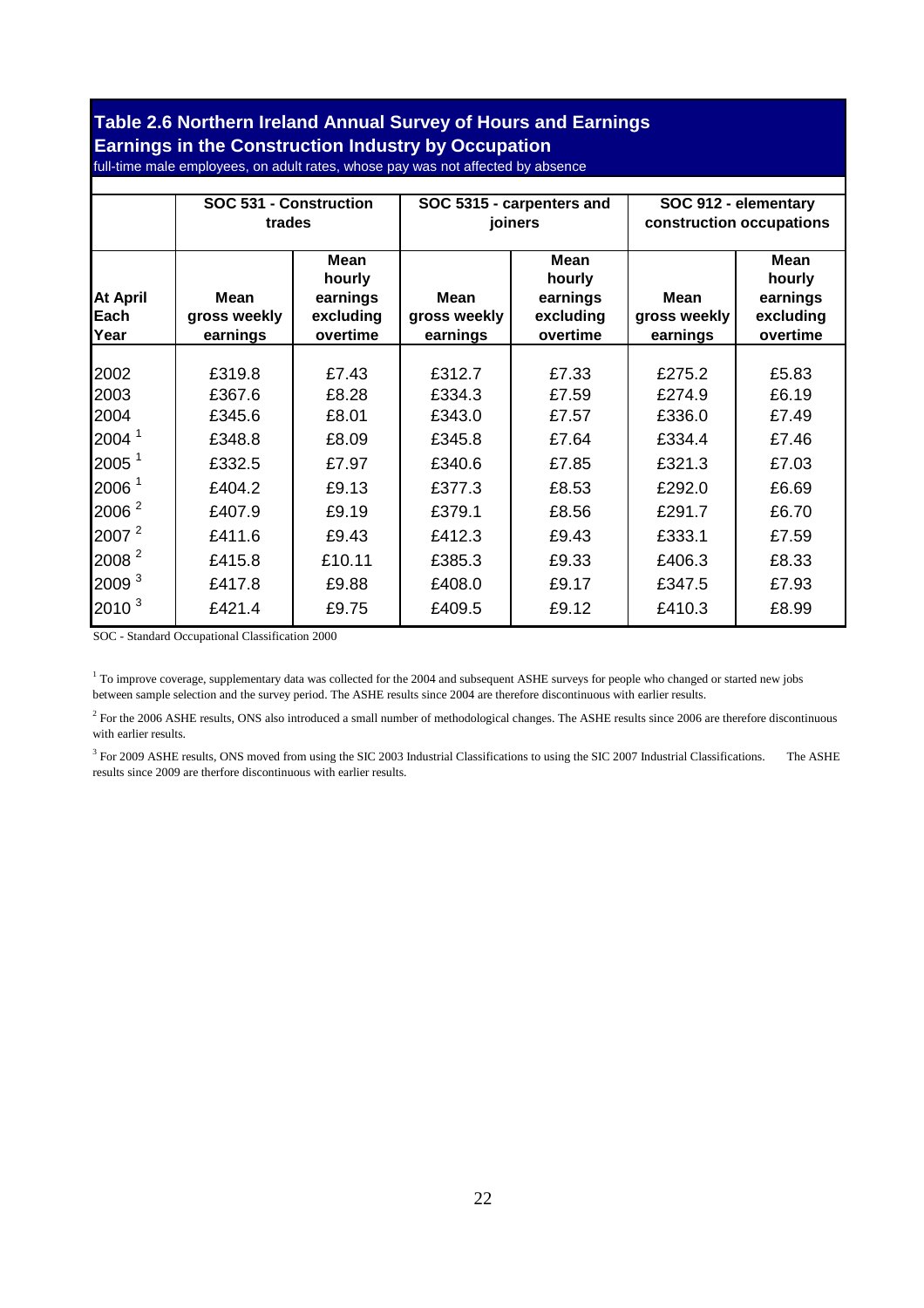## Table 2.6 Northern Ireland Annual Survey of Hours and Earnings

### Earnings in the Construction Industry by Occupation

full-time male employees, on adult rates, whose pay was not affected by absence

| | SOC 531 - Construction trades | | SOC 5315 - carpenters and joiners | | SOC 912 - elementary construction occupations | |
|---|---|---|---|---|---|---|
| **At April Each Year** | **Mean gross weekly earnings** | **Mean hourly earnings excluding overtime** | **Mean gross weekly earnings** | **Mean hourly earnings excluding overtime** | **Mean gross weekly earnings** | **Mean hourly earnings excluding overtime** |
| 2002 | £319.8 | £7.43 | £312.7 | £7.33 | £275.2 | £5.83 |
| 2003 | £367.6 | £8.28 | £334.3 | £7.59 | £274.9 | £6.19 |
| 2004 | £345.6 | £8.01 | £343.0 | £7.57 | £336.0 | £7.49 |
| 2004 [1] | £348.8 | £8.09 | £345.8 | £7.64 | £334.4 | £7.46 |
| 2005 [1] | £332.5 | £7.97 | £340.6 | £7.85 | £321.3 | £7.03 |
| 2006 [1] | £404.2 | £9.13 | £377.3 | £8.53 | £292.0 | £6.69 |
| 2006 [2] | £407.9 | £9.19 | £379.1 | £8.56 | £291.7 | £6.70 |
| 2007 [2] | £411.6 | £9.43 | £412.3 | £9.43 | £333.1 | £7.59 |
| 2008 [2] | £415.8 | £10.11 | £385.3 | £9.33 | £406.3 | £8.33 |
| 2009 [3] | £417.8 | £9.88 | £408.0 | £9.17 | £347.5 | £7.93 |
| 2010 [3] | £421.4 | £9.75 | £409.5 | £9.12 | £410.3 | £8.99 |

SOC - Standard Occupational Classification 2000

[1] To improve coverage, supplementary data was collected for the 2004 and subsequent ASHE surveys for people who changed or started new jobs between sample selection and the survey period. The ASHE results since 2004 are therefore discontinuous with earlier results.

[2] For the 2006 ASHE results, ONS also introduced a small number of methodological changes. The ASHE results since 2006 are therefore discontinuous with earlier results.

[3] For 2009 ASHE results, ONS moved from using the SIC 2003 Industrial Classifications to using the SIC 2007 Industrial Classifications. The ASHE results since 2009 are therfore discontinuous with earlier results.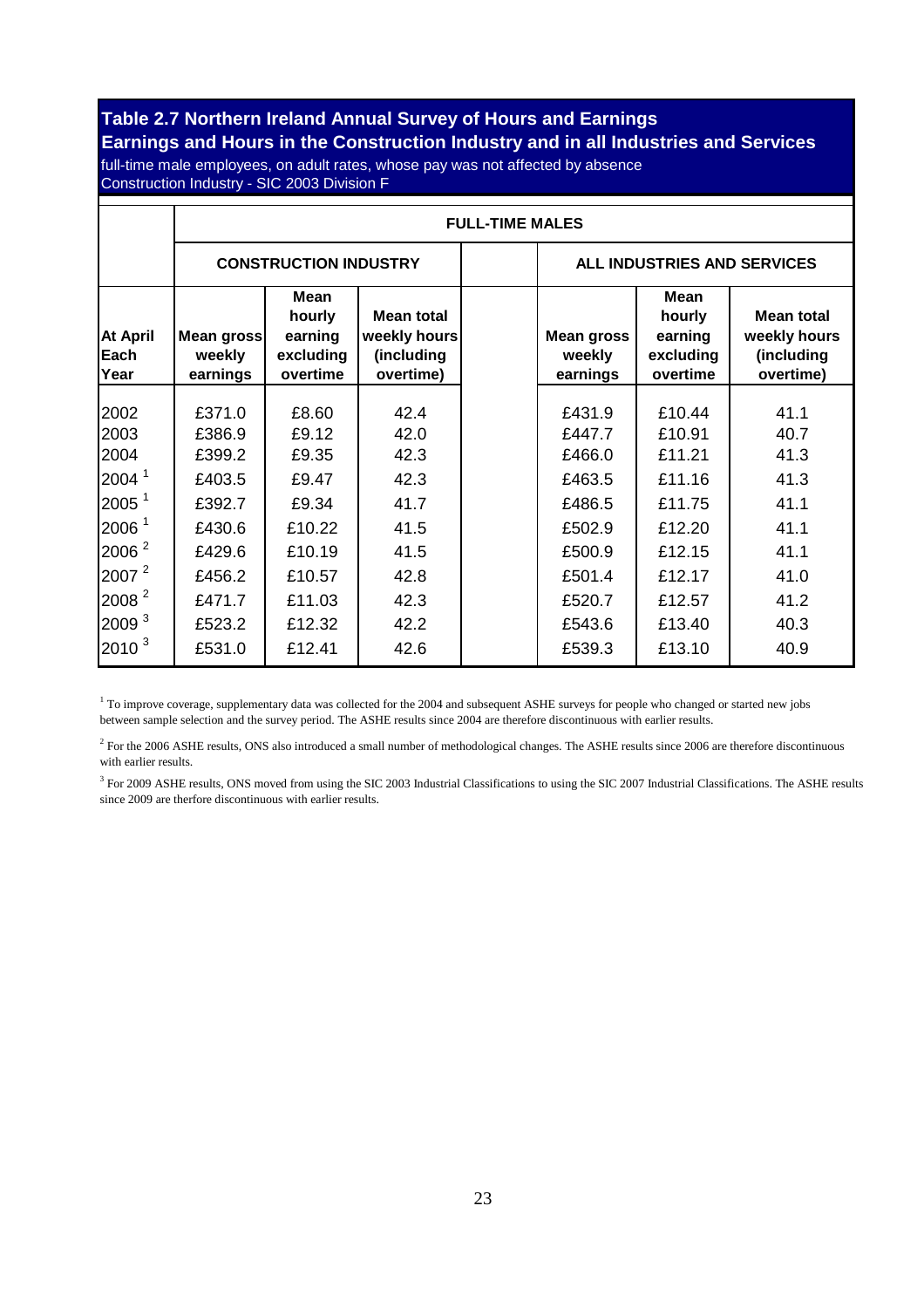## Table 2.7 Northern Ireland Annual Survey of Hours and Earnings

## Earnings and Hours in the Construction Industry and in all Industries and Services

full-time male employees, on adult rates, whose pay was not affected by absence
Construction Industry - SIC 2003 Division F

| | FULL-TIME MALES | | | | | | |
|---|---|---|---|---|---|---|---|
| | CONSTRUCTION INDUSTRY | | | | ALL INDUSTRIES AND SERVICES | | |
| At April Each Year | Mean gross weekly earnings | Mean hourly earning excluding overtime | Mean total weekly hours (including overtime) | | Mean gross weekly earnings | Mean hourly earning excluding overtime | Mean total weekly hours (including overtime) |
| 2002 | £371.0 | £8.60 | 42.4 | | £431.9 | £10.44 | 41.1 |
| 2003 | £386.9 | £9.12 | 42.0 | | £447.7 | £10.91 | 40.7 |
| 2004 | £399.2 | £9.35 | 42.3 | | £466.0 | £11.21 | 41.3 |
| 2004 [1] | £403.5 | £9.47 | 42.3 | | £463.5 | £11.16 | 41.3 |
| 2005 [1] | £392.7 | £9.34 | 41.7 | | £486.5 | £11.75 | 41.1 |
| 2006 [1] | £430.6 | £10.22 | 41.5 | | £502.9 | £12.20 | 41.1 |
| 2006 [2] | £429.6 | £10.19 | 41.5 | | £500.9 | £12.15 | 41.1 |
| 2007 [2] | £456.2 | £10.57 | 42.8 | | £501.4 | £12.17 | 41.0 |
| 2008 [2] | £471.7 | £11.03 | 42.3 | | £520.7 | £12.57 | 41.2 |
| 2009 [3] | £523.2 | £12.32 | 42.2 | | £543.6 | £13.40 | 40.3 |
| 2010 [3] | £531.0 | £12.41 | 42.6 | | £539.3 | £13.10 | 40.9 |

[1] To improve coverage, supplementary data was collected for the 2004 and subsequent ASHE surveys for people who changed or started new jobs between sample selection and the survey period. The ASHE results since 2004 are therefore discontinuous with earlier results.

[2] For the 2006 ASHE results, ONS also introduced a small number of methodological changes. The ASHE results since 2006 are therefore discontinuous with earlier results.

[3] For 2009 ASHE results, ONS moved from using the SIC 2003 Industrial Classifications to using the SIC 2007 Industrial Classifications. The ASHE results since 2009 are therfore discontinuous with earlier results.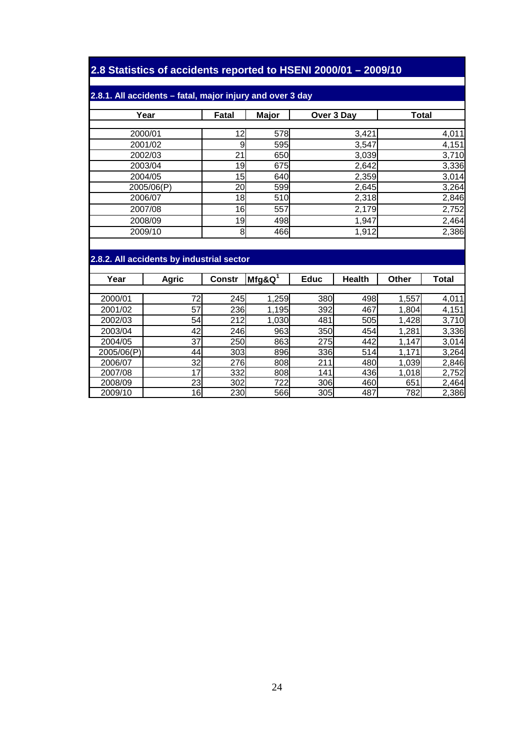## 2.8 Statistics of accidents reported to HSENI 2000/01 – 2009/10

### 2.8.1. All accidents – fatal, major injury and over 3 day

| Year | Fatal | Major | Over 3 Day | Total |
|---|---|---|---|---|
| 2000/01 | 12 | 578 | 3,421 | 4,011 |
| 2001/02 | 9 | 595 | 3,547 | 4,151 |
| 2002/03 | 21 | 650 | 3,039 | 3,710 |
| 2003/04 | 19 | 675 | 2,642 | 3,336 |
| 2004/05 | 15 | 640 | 2,359 | 3,014 |
| 2005/06(P) | 20 | 599 | 2,645 | 3,264 |
| 2006/07 | 18 | 510 | 2,318 | 2,846 |
| 2007/08 | 16 | 557 | 2,179 | 2,752 |
| 2008/09 | 19 | 498 | 1,947 | 2,464 |
| 2009/10 | 8 | 466 | 1,912 | 2,386 |

### 2.8.2. All accidents by industrial sector

| Year | Agric | Constr | Mfg&Q[1] | Educ | Health | Other | Total |
|---|---|---|---|---|---|---|---|
| 2000/01 | 72 | 245 | 1,259 | 380 | 498 | 1,557 | 4,011 |
| 2001/02 | 57 | 236 | 1,195 | 392 | 467 | 1,804 | 4,151 |
| 2002/03 | 54 | 212 | 1,030 | 481 | 505 | 1,428 | 3,710 |
| 2003/04 | 42 | 246 | 963 | 350 | 454 | 1,281 | 3,336 |
| 2004/05 | 37 | 250 | 863 | 275 | 442 | 1,147 | 3,014 |
| 2005/06(P) | 44 | 303 | 896 | 336 | 514 | 1,171 | 3,264 |
| 2006/07 | 32 | 276 | 808 | 211 | 480 | 1,039 | 2,846 |
| 2007/08 | 17 | 332 | 808 | 141 | 436 | 1,018 | 2,752 |
| 2008/09 | 23 | 302 | 722 | 306 | 460 | 651 | 2,464 |
| 2009/10 | 16 | 230 | 566 | 305 | 487 | 782 | 2,386 |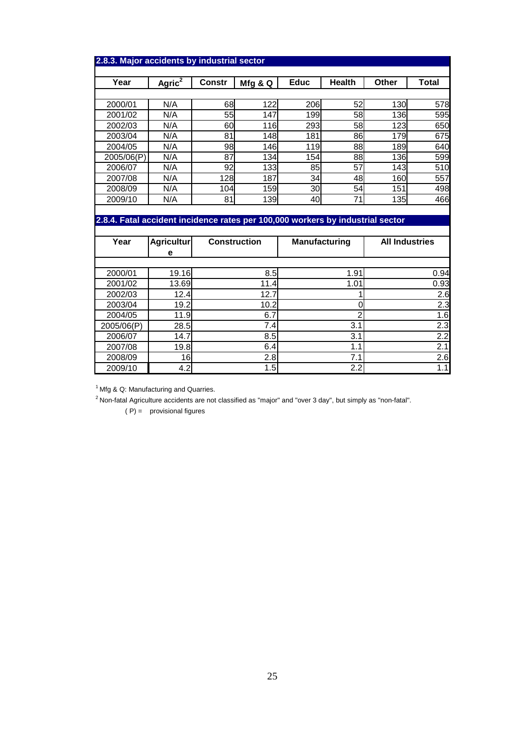### 2.8.3. Major accidents by industrial sector

| Year | Agric[2] | Constr | Mfg & Q | Educ | Health | Other | Total |
|---|---|---|---|---|---|---|---|
| 2000/01 | N/A | 68 | 122 | 206 | 52 | 130 | 578 |
| 2001/02 | N/A | 55 | 147 | 199 | 58 | 136 | 595 |
| 2002/03 | N/A | 60 | 116 | 293 | 58 | 123 | 650 |
| 2003/04 | N/A | 81 | 148 | 181 | 86 | 179 | 675 |
| 2004/05 | N/A | 98 | 146 | 119 | 88 | 189 | 640 |
| 2005/06(P) | N/A | 87 | 134 | 154 | 88 | 136 | 599 |
| 2006/07 | N/A | 92 | 133 | 85 | 57 | 143 | 510 |
| 2007/08 | N/A | 128 | 187 | 34 | 48 | 160 | 557 |
| 2008/09 | N/A | 104 | 159 | 30 | 54 | 151 | 498 |
| 2009/10 | N/A | 81 | 139 | 40 | 71 | 135 | 466 |

### 2.8.4. Fatal accident incidence rates per 100,000 workers by industrial sector

| Year | Agriculture | Construction | Manufacturing | All Industries |
|---|---|---|---|---|
| 2000/01 | 19.16 | 8.5 | 1.91 | 0.94 |
| 2001/02 | 13.69 | 11.4 | 1.01 | 0.93 |
| 2002/03 | 12.4 | 12.7 | 1 | 2.6 |
| 2003/04 | 19.2 | 10.2 | 0 | 2.3 |
| 2004/05 | 11.9 | 6.7 | 2 | 1.6 |
| 2005/06(P) | 28.5 | 7.4 | 3.1 | 2.3 |
| 2006/07 | 14.7 | 8.5 | 3.1 | 2.2 |
| 2007/08 | 19.8 | 6.4 | 1.1 | 2.1 |
| 2008/09 | 16 | 2.8 | 7.1 | 2.6 |
| 2009/10 | 4.2 | 1.5 | 2.2 | 1.1 |

[1] Mfg & Q: Manufacturing and Quarries.

[2] Non-fatal Agriculture accidents are not classified as "major" and "over 3 day", but simply as "non-fatal".

( P) = provisional figures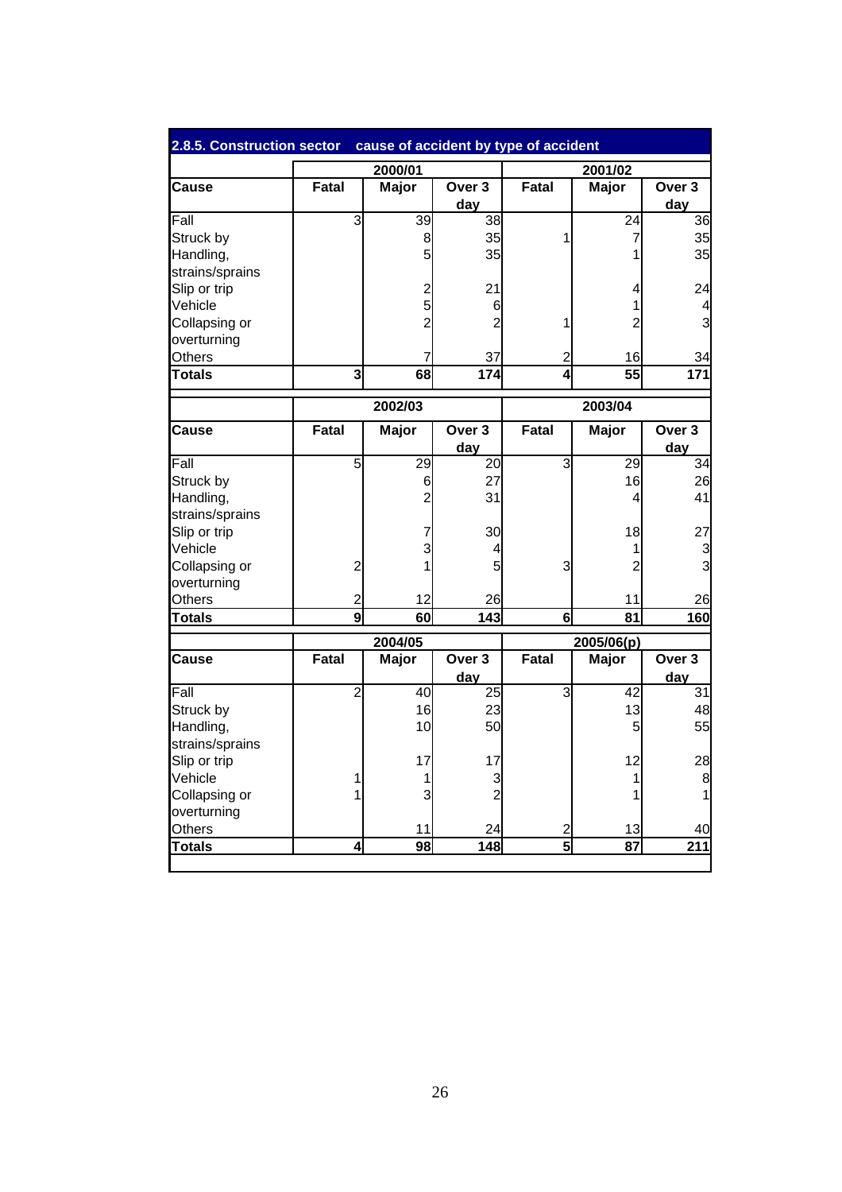## 2.8.5. Construction sector cause of accident by type of accident

| | 2000/01 | | | 2001/02 | | |
|---|---|---|---|---|---|---|
| **Cause** | **Fatal** | **Major** | **Over 3 day** | **Fatal** | **Major** | **Over 3 day** |
| Fall | 3 | 39 | 38 | | 24 | 36 |
| Struck by | | 8 | 35 | 1 | 7 | 35 |
| Handling, strains/sprains | | 5 | 35 | | 1 | 35 |
| Slip or trip | | 2 | 21 | | 4 | 24 |
| Vehicle | | 5 | 6 | | 1 | 4 |
| Collapsing or overturning | | 2 | 2 | 1 | 2 | 3 |
| Others | | 7 | 37 | 2 | 16 | 34 |
| **Totals** | **3** | **68** | **174** | **4** | **55** | **171** |

| | 2002/03 | | | 2003/04 | | |
|---|---|---|---|---|---|---|
| **Cause** | **Fatal** | **Major** | **Over 3 day** | **Fatal** | **Major** | **Over 3 day** |
| Fall | 5 | 29 | 20 | 3 | 29 | 34 |
| Struck by | | 6 | 27 | | 16 | 26 |
| Handling, strains/sprains | | 2 | 31 | | 4 | 41 |
| Slip or trip | | 7 | 30 | | 18 | 27 |
| Vehicle | | 3 | 4 | | 1 | 3 |
| Collapsing or overturning | 2 | 1 | 5 | 3 | 2 | 3 |
| Others | 2 | 12 | 26 | | 11 | 26 |
| **Totals** | **9** | **60** | **143** | **6** | **81** | **160** |

| | 2004/05 | | | 2005/06(p) | | |
|---|---|---|---|---|---|---|
| **Cause** | **Fatal** | **Major** | **Over 3 day** | **Fatal** | **Major** | **Over 3 day** |
| Fall | 2 | 40 | 25 | 3 | 42 | 31 |
| Struck by | | 16 | 23 | | 13 | 48 |
| Handling, strains/sprains | | 10 | 50 | | 5 | 55 |
| Slip or trip | | 17 | 17 | | 12 | 28 |
| Vehicle | 1 | 1 | 3 | | 1 | 8 |
| Collapsing or overturning | 1 | 3 | 2 | | 1 | 1 |
| Others | | 11 | 24 | 2 | 13 | 40 |
| **Totals** | **4** | **98** | **148** | **5** | **87** | **211** |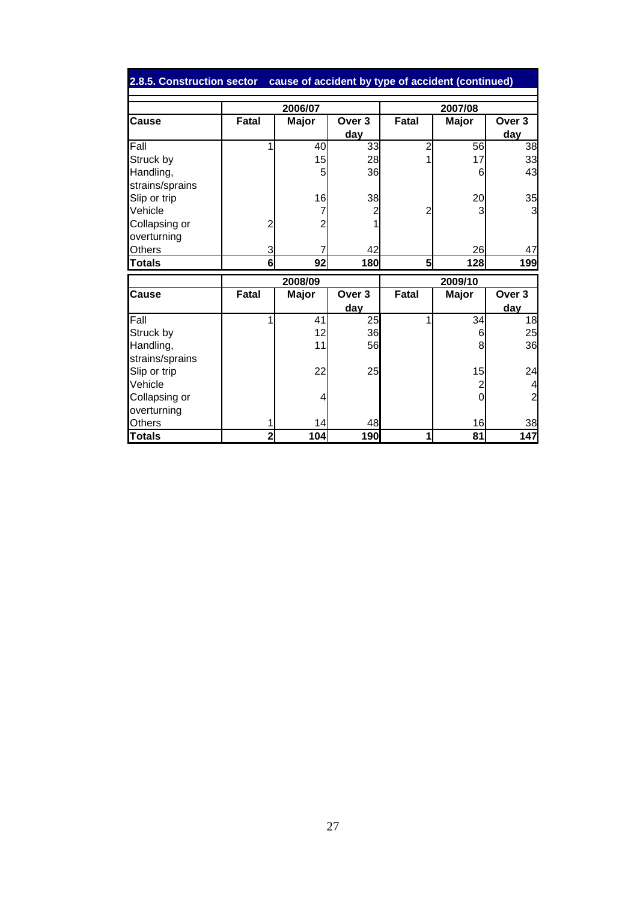## 2.8.5. Construction sector cause of accident by type of accident (continued)

| Cause | 2006/07 | | | 2007/08 | | |
|---|---|---|---|---|---|---|
| | Fatal | Major | Over 3 day | Fatal | Major | Over 3 day |
| Fall | 1 | 40 | 33 | 2 | 56 | 38 |
| Struck by | | 15 | 28 | 1 | 17 | 33 |
| Handling, strains/sprains | | 5 | 36 | | 6 | 43 |
| Slip or trip | | 16 | 38 | | 20 | 35 |
| Vehicle | | 7 | 2 | 2 | 3 | 3 |
| Collapsing or overturning | 2 | 2 | 1 | | | |
| Others | 3 | 7 | 42 | | 26 | 47 |
| **Totals** | **6** | **92** | **180** | **5** | **128** | **199** |

| Cause | 2008/09 | | | 2009/10 | | |
|---|---|---|---|---|---|---|
| | Fatal | Major | Over 3 day | Fatal | Major | Over 3 day |
| Fall | 1 | 41 | 25 | 1 | 34 | 18 |
| Struck by | | 12 | 36 | | 6 | 25 |
| Handling, strains/sprains | | 11 | 56 | | 8 | 36 |
| Slip or trip | | 22 | 25 | | 15 | 24 |
| Vehicle | | | | | 2 | 4 |
| Collapsing or overturning | | 4 | | | 0 | 2 |
| Others | 1 | 14 | 48 | | 16 | 38 |
| **Totals** | **2** | **104** | **190** | **1** | **81** | **147** |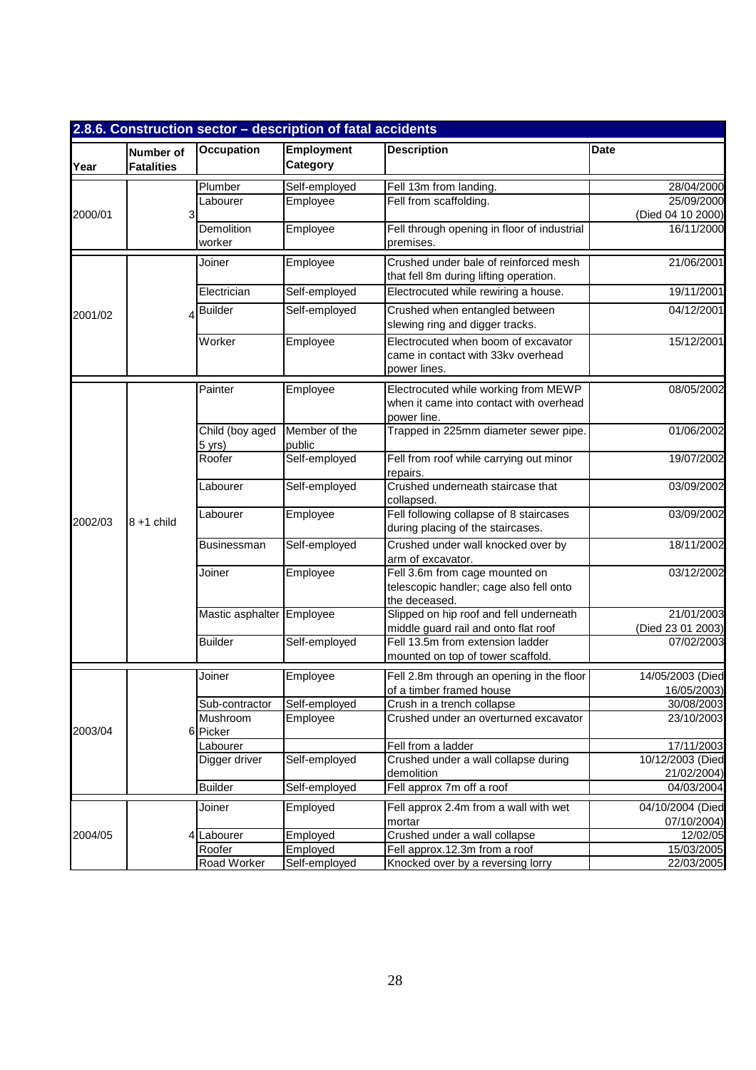## 2.8.6. Construction sector – description of fatal accidents

| Year | Number of Fatalities | Occupation | Employment Category | Description | Date |
|---|---|---|---|---|---|
| 2000/01 | 3 | Plumber | Self-employed | Fell 13m from landing. | 28/04/2000 |
| | | Labourer | Employee | Fell from scaffolding. | 25/09/2000 (Died 04 10 2000) |
| | | Demolition worker | Employee | Fell through opening in floor of industrial premises. | 16/11/2000 |
| 2001/02 | 4 | Joiner | Employee | Crushed under bale of reinforced mesh that fell 8m during lifting operation. | 21/06/2001 |
| | | Electrician | Self-employed | Electrocuted while rewiring a house. | 19/11/2001 |
| | | Builder | Self-employed | Crushed when entangled between slewing ring and digger tracks. | 04/12/2001 |
| | | Worker | Employee | Electrocuted when boom of excavator came in contact with 33kv overhead power lines. | 15/12/2001 |
| 2002/03 | 8 +1 child | Painter | Employee | Electrocuted while working from MEWP when it came into contact with overhead power line. | 08/05/2002 |
| | | Child (boy aged 5 yrs) | Member of the public | Trapped in 225mm diameter sewer pipe. | 01/06/2002 |
| | | Roofer | Self-employed | Fell from roof while carrying out minor repairs. | 19/07/2002 |
| | | Labourer | Self-employed | Crushed underneath staircase that collapsed. | 03/09/2002 |
| | | Labourer | Employee | Fell following collapse of 8 staircases during placing of the staircases. | 03/09/2002 |
| | | Businessman | Self-employed | Crushed under wall knocked over by arm of excavator. | 18/11/2002 |
| | | Joiner | Employee | Fell 3.6m from cage mounted on telescopic handler; cage also fell onto the deceased. | 03/12/2002 |
| | | Mastic asphalter | Employee | Slipped on hip roof and fell underneath middle guard rail and onto flat roof | 21/01/2003 (Died 23 01 2003) |
| | | Builder | Self-employed | Fell 13.5m from extension ladder mounted on top of tower scaffold. | 07/02/2003 |
| 2003/04 | 6 | Joiner | Employee | Fell 2.8m through an opening in the floor of a timber framed house | 14/05/2003 (Died 16/05/2003) |
| | | Sub-contractor | Self-employed | Crush in a trench collapse | 30/08/2003 |
| | | Mushroom Picker | Employee | Crushed under an overturned excavator | 23/10/2003 |
| | | Labourer | | Fell from a ladder | 17/11/2003 |
| | | Digger driver | Self-employed | Crushed under a wall collapse during demolition | 10/12/2003 (Died 21/02/2004) |
| | | Builder | Self-employed | Fell approx 7m off a roof | 04/03/2004 |
| 2004/05 | 4 | Joiner | Employed | Fell approx 2.4m from a wall with wet mortar | 04/10/2004 (Died 07/10/2004) |
| | | Labourer | Employed | Crushed under a wall collapse | 12/02/05 |
| | | Roofer | Employed | Fell approx.12.3m from a roof | 15/03/2005 |
| | | Road Worker | Self-employed | Knocked over by a reversing lorry | 22/03/2005 |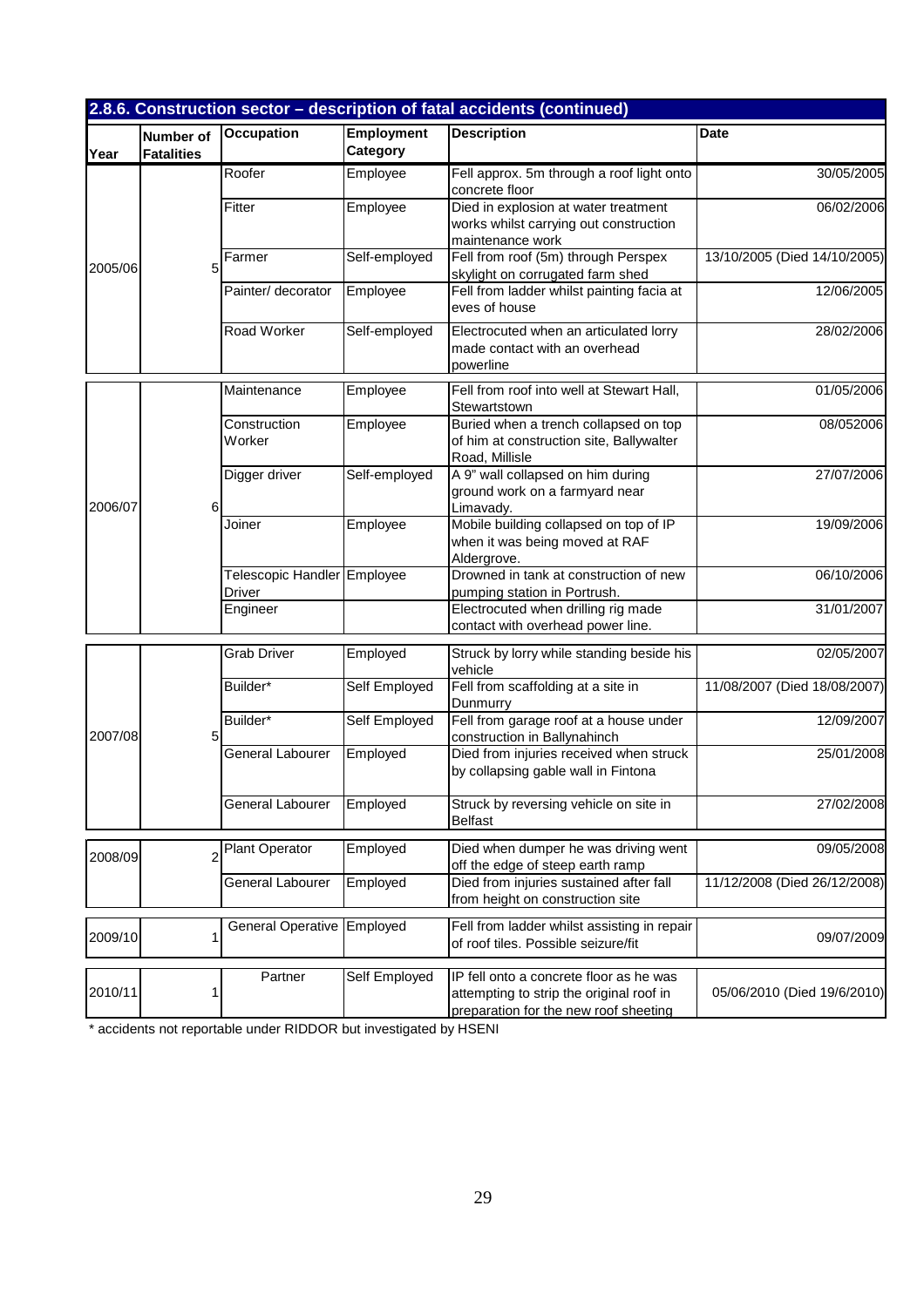## 2.8.6. Construction sector – description of fatal accidents (continued)

| Year | Number of Fatalities | Occupation | Employment Category | Description | Date |
|---|---|---|---|---|---|
| 2005/06 | 5 | Roofer | Employee | Fell approx. 5m through a roof light onto concrete floor | 30/05/2005 |
| | | Fitter | Employee | Died in explosion at water treatment works whilst carrying out construction maintenance work | 06/02/2006 |
| | | Farmer | Self-employed | Fell from roof (5m) through Perspex skylight on corrugated farm shed | 13/10/2005 (Died 14/10/2005) |
| | | Painter/ decorator | Employee | Fell from ladder whilst painting facia at eves of house | 12/06/2005 |
| | | Road Worker | Self-employed | Electrocuted when an articulated lorry made contact with an overhead powerline | 28/02/2006 |
| 2006/07 | 6 | Maintenance | Employee | Fell from roof into well at Stewart Hall, Stewartstown | 01/05/2006 |
| | | Construction Worker | Employee | Buried when a trench collapsed on top of him at construction site, Ballywalter Road, Millisle | 08/052006 |
| | | Digger driver | Self-employed | A 9" wall collapsed on him during ground work on a farmyard near Limavady. | 27/07/2006 |
| | | Joiner | Employee | Mobile building collapsed on top of IP when it was being moved at RAF Aldergrove. | 19/09/2006 |
| | | Telescopic Handler Driver | Employee | Drowned in tank at construction of new pumping station in Portrush. | 06/10/2006 |
| | | Engineer | | Electrocuted when drilling rig made contact with overhead power line. | 31/01/2007 |
| 2007/08 | 5 | Grab Driver | Employed | Struck by lorry while standing beside his vehicle | 02/05/2007 |
| | | Builder* | Self Employed | Fell from scaffolding at a site in Dunmurry | 11/08/2007 (Died 18/08/2007) |
| | | Builder* | Self Employed | Fell from garage roof at a house under construction in Ballynahinch | 12/09/2007 |
| | | General Labourer | Employed | Died from injuries received when struck by collapsing gable wall in Fintona | 25/01/2008 |
| | | General Labourer | Employed | Struck by reversing vehicle on site in Belfast | 27/02/2008 |
| 2008/09 | 2 | Plant Operator | Employed | Died when dumper he was driving went off the edge of steep earth ramp | 09/05/2008 |
| | | General Labourer | Employed | Died from injuries sustained after fall from height on construction site | 11/12/2008 (Died 26/12/2008) |
| 2009/10 | 1 | General Operative | Employed | Fell from ladder whilst assisting in repair of roof tiles. Possible seizure/fit | 09/07/2009 |
| 2010/11 | 1 | Partner | Self Employed | IP fell onto a concrete floor as he was attempting to strip the original roof in preparation for the new roof sheeting | 05/06/2010 (Died 19/6/2010) |

* accidents not reportable under RIDDOR but investigated by HSENI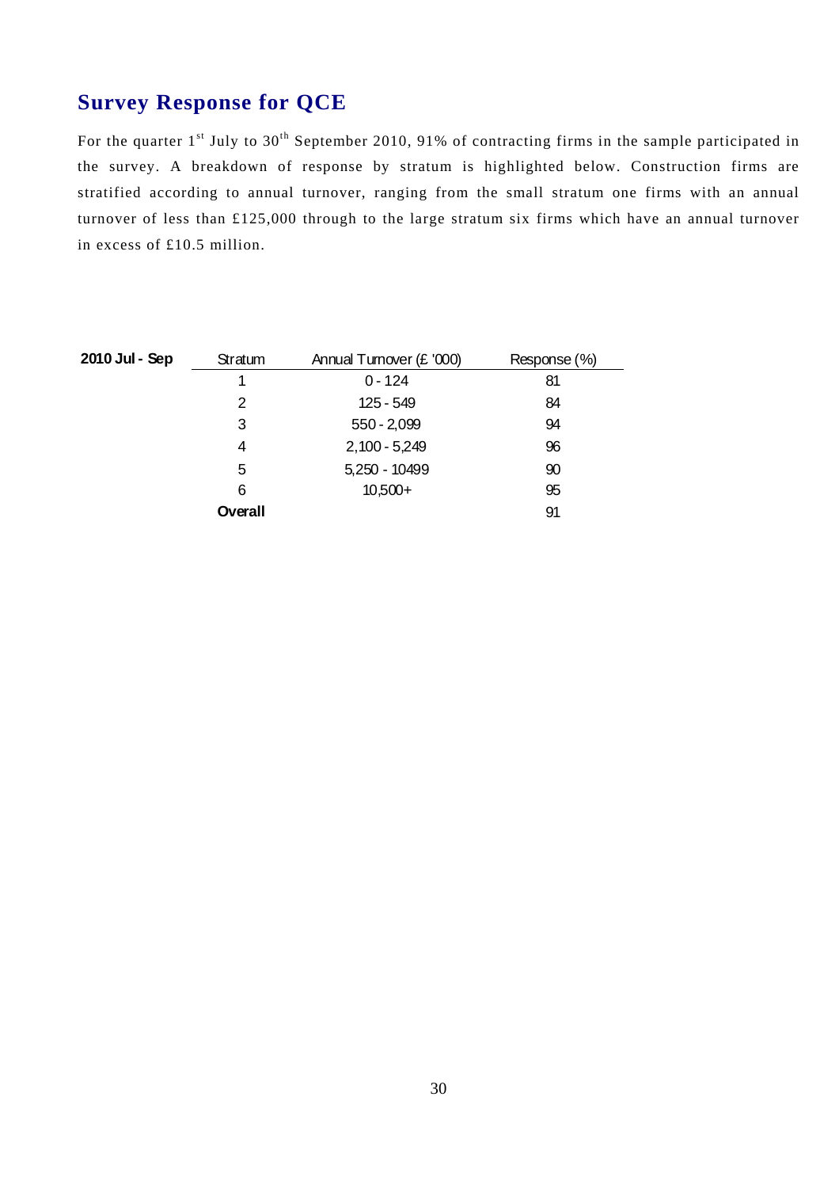## Survey Response for QCE

For the quarter 1st July to 30th September 2010, 91% of contracting firms in the sample participated in the survey. A breakdown of response by stratum is highlighted below. Construction firms are stratified according to annual turnover, ranging from the small stratum one firms with an annual turnover of less than £125,000 through to the large stratum six firms which have an annual turnover in excess of £10.5 million.

| **2010 Jul - Sep** | Stratum | Annual Turnover (£ '000) | Response (%) |
|---|---|---|---|
| | 1 | 0 - 124 | 81 |
| | 2 | 125 - 549 | 84 |
| | 3 | 550 - 2,099 | 94 |
| | 4 | 2,100 - 5,249 | 96 |
| | 5 | 5,250 - 10499 | 90 |
| | 6 | 10,500+ | 95 |
| | **Overall** | | 91 |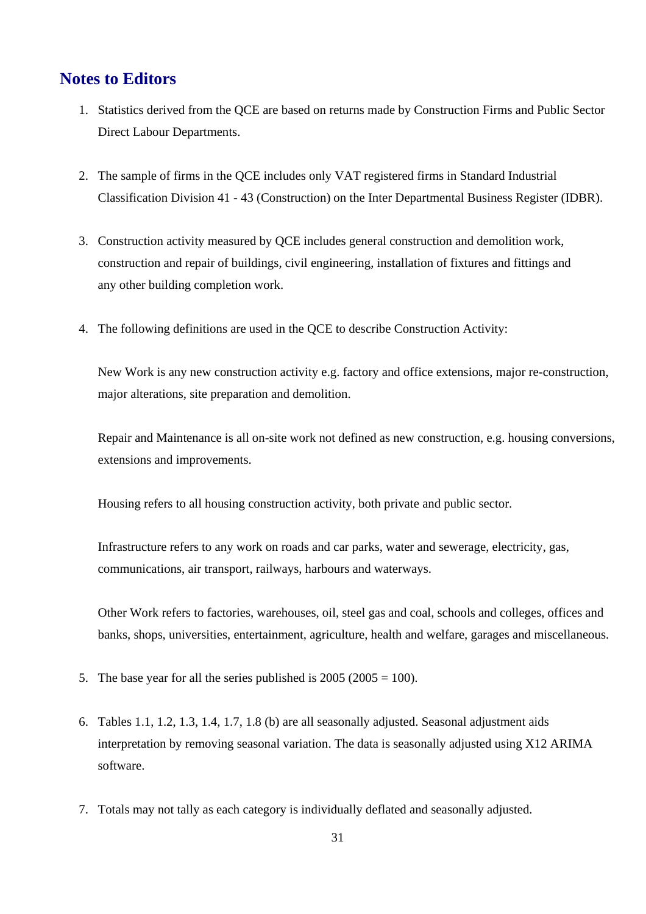## Notes to Editors

1. Statistics derived from the QCE are based on returns made by Construction Firms and Public Sector Direct Labour Departments.

2. The sample of firms in the QCE includes only VAT registered firms in Standard Industrial Classification Division 41 - 43 (Construction) on the Inter Departmental Business Register (IDBR).

3. Construction activity measured by QCE includes general construction and demolition work, construction and repair of buildings, civil engineering, installation of fixtures and fittings and any other building completion work.

4. The following definitions are used in the QCE to describe Construction Activity:

   New Work is any new construction activity e.g. factory and office extensions, major re-construction, major alterations, site preparation and demolition.

   Repair and Maintenance is all on-site work not defined as new construction, e.g. housing conversions, extensions and improvements.

   Housing refers to all housing construction activity, both private and public sector.

   Infrastructure refers to any work on roads and car parks, water and sewerage, electricity, gas, communications, air transport, railways, harbours and waterways.

   Other Work refers to factories, warehouses, oil, steel gas and coal, schools and colleges, offices and banks, shops, universities, entertainment, agriculture, health and welfare, garages and miscellaneous.

5. The base year for all the series published is 2005 (2005 = 100).

6. Tables 1.1, 1.2, 1.3, 1.4, 1.7, 1.8 (b) are all seasonally adjusted. Seasonal adjustment aids interpretation by removing seasonal variation. The data is seasonally adjusted using X12 ARIMA software.

7. Totals may not tally as each category is individually deflated and seasonally adjusted.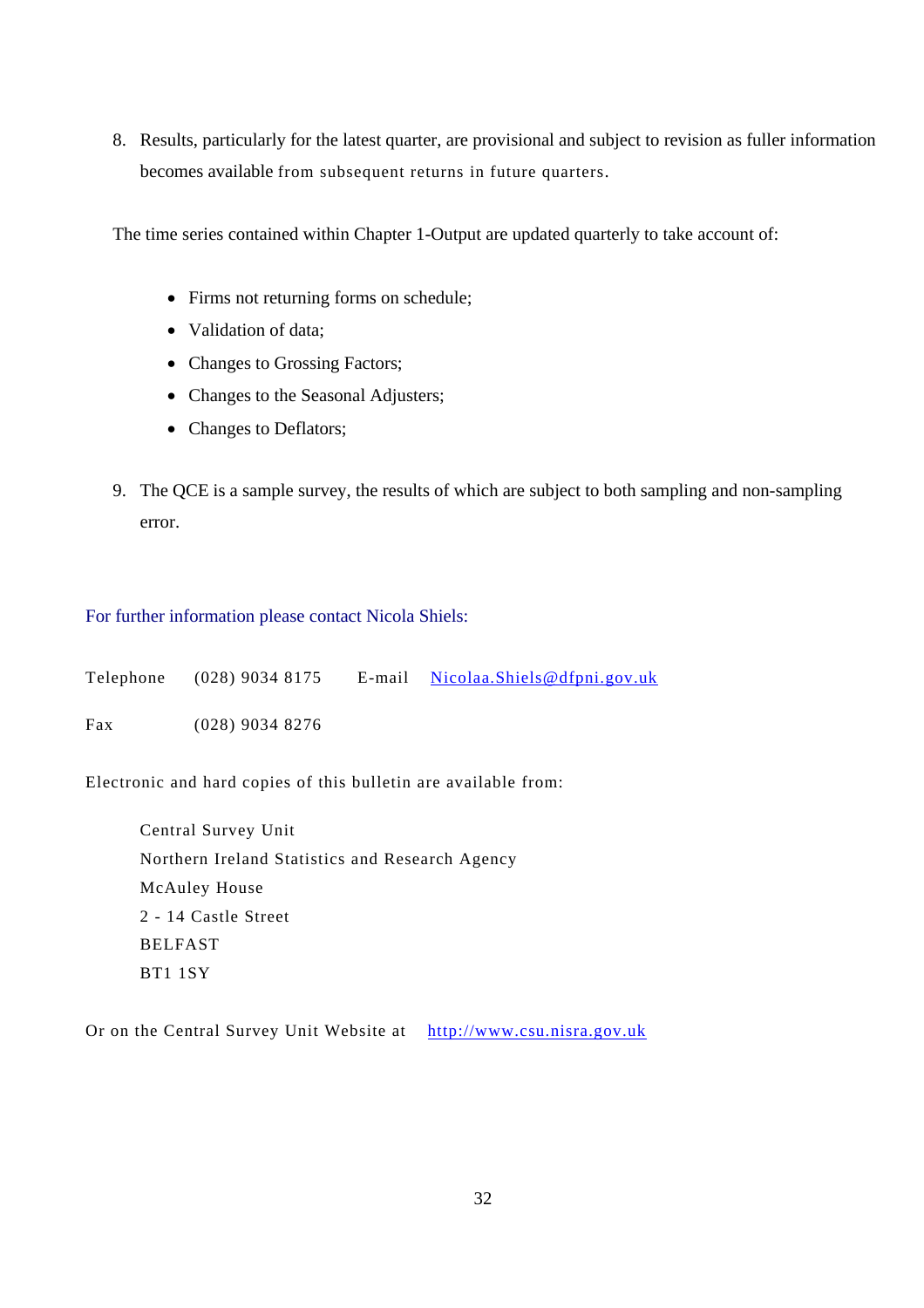8. Results, particularly for the latest quarter, are provisional and subject to revision as fuller information becomes available from subsequent returns in future quarters.

The time series contained within Chapter 1-Output are updated quarterly to take account of:

- Firms not returning forms on schedule;
- Validation of data;
- Changes to Grossing Factors;
- Changes to the Seasonal Adjusters;
- Changes to Deflators;

9. The QCE is a sample survey, the results of which are subject to both sampling and non-sampling error.

For further information please contact Nicola Shiels:

Telephone (028) 9034 8175 E-mail Nicolaa.Shiels@dfpni.gov.uk

Fax (028) 9034 8276

Electronic and hard copies of this bulletin are available from:

Central Survey Unit
Northern Ireland Statistics and Research Agency
McAuley House
2 - 14 Castle Street
BELFAST
BT1 1SY

Or on the Central Survey Unit Website at http://www.csu.nisra.gov.uk